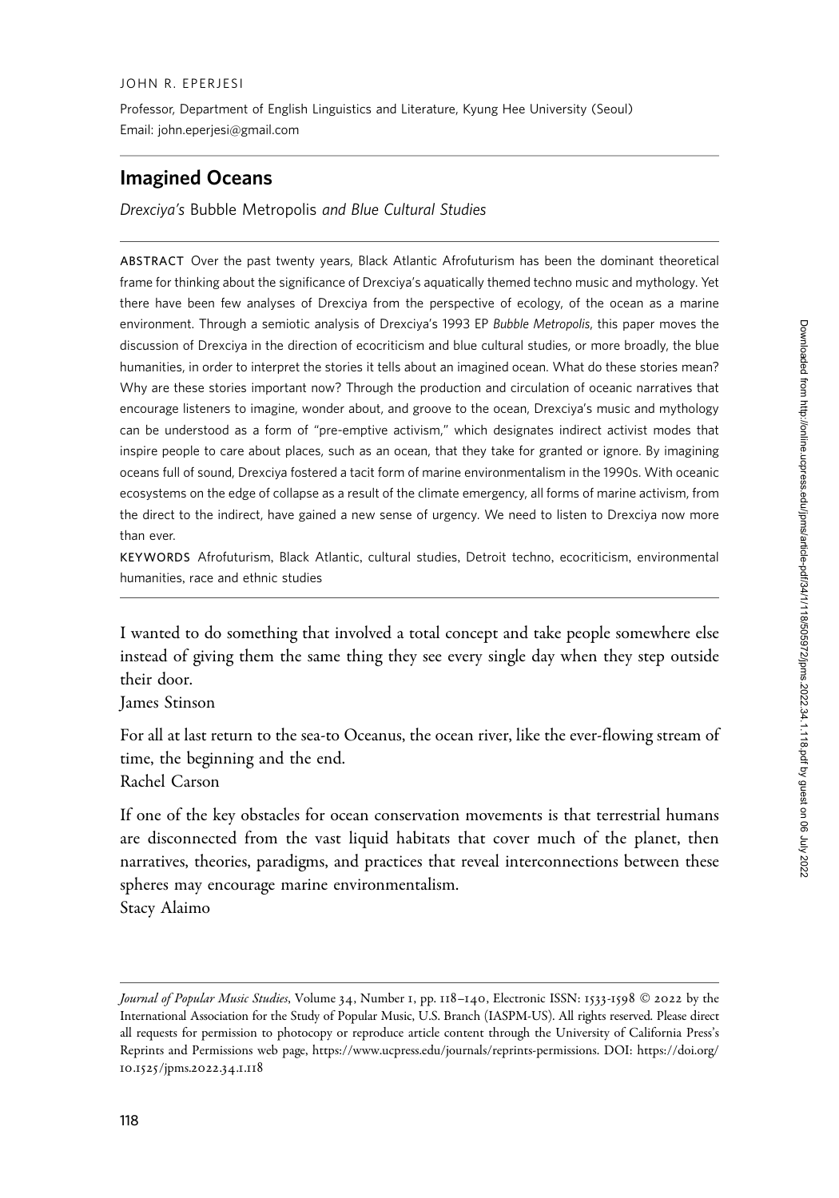JOHN R. EPERJESI

Professor, Department of English Linguistics and Literature, Kyung Hee University (Seoul)
Email: john.eperjesi@gmail.com

# Imagined Oceans

*Drexciya's* Bubble Metropolis *and Blue Cultural Studies*

ABSTRACT Over the past twenty years, Black Atlantic Afrofuturism has been the dominant theoretical frame for thinking about the significance of Drexciya's aquatically themed techno music and mythology. Yet there have been few analyses of Drexciya from the perspective of ecology, of the ocean as a marine environment. Through a semiotic analysis of Drexciya's 1993 EP *Bubble Metropolis*, this paper moves the discussion of Drexciya in the direction of ecocriticism and blue cultural studies, or more broadly, the blue humanities, in order to interpret the stories it tells about an imagined ocean. What do these stories mean? Why are these stories important now? Through the production and circulation of oceanic narratives that encourage listeners to imagine, wonder about, and groove to the ocean, Drexciya's music and mythology can be understood as a form of "pre-emptive activism," which designates indirect activist modes that inspire people to care about places, such as an ocean, that they take for granted or ignore. By imagining oceans full of sound, Drexciya fostered a tacit form of marine environmentalism in the 1990s. With oceanic ecosystems on the edge of collapse as a result of the climate emergency, all forms of marine activism, from the direct to the indirect, have gained a new sense of urgency. We need to listen to Drexciya now more than ever.

KEYWORDS Afrofuturism, Black Atlantic, cultural studies, Detroit techno, ecocriticism, environmental humanities, race and ethnic studies

I wanted to do something that involved a total concept and take people somewhere else instead of giving them the same thing they see every single day when they step outside their door.
James Stinson

For all at last return to the sea-to Oceanus, the ocean river, like the ever-flowing stream of time, the beginning and the end.
Rachel Carson

If one of the key obstacles for ocean conservation movements is that terrestrial humans are disconnected from the vast liquid habitats that cover much of the planet, then narratives, theories, paradigms, and practices that reveal interconnections between these spheres may encourage marine environmentalism.
Stacy Alaimo

*Journal of Popular Music Studies*, Volume 34, Number 1, pp. 118–140, Electronic ISSN: 1533-1598 © 2022 by the International Association for the Study of Popular Music, U.S. Branch (IASPM-US). All rights reserved. Please direct all requests for permission to photocopy or reproduce article content through the University of California Press's Reprints and Permissions web page, https://www.ucpress.edu/journals/reprints-permissions. DOI: https://doi.org/10.1525/jpms.2022.34.1.118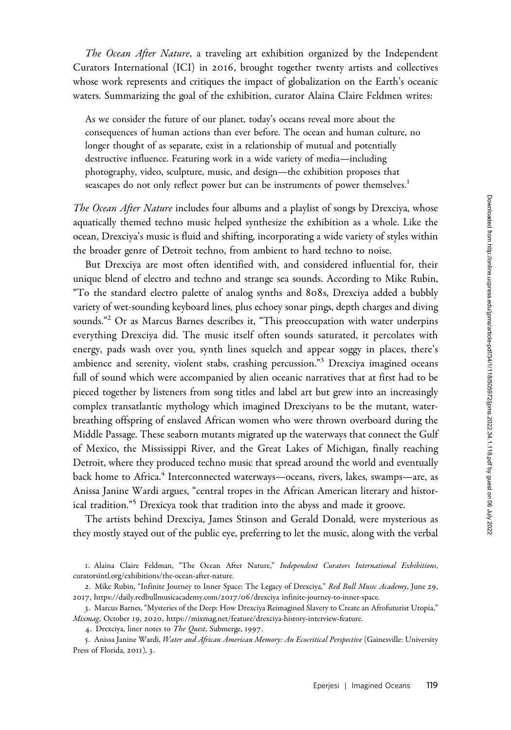*The Ocean After Nature*, a traveling art exhibition organized by the Independent Curators International (ICI) in 2016, brought together twenty artists and collectives whose work represents and critiques the impact of globalization on the Earth's oceanic waters. Summarizing the goal of the exhibition, curator Alaina Claire Feldmen writes:

> As we consider the future of our planet, today's oceans reveal more about the consequences of human actions than ever before. The ocean and human culture, no longer thought of as separate, exist in a relationship of mutual and potentially destructive influence. Featuring work in a wide variety of media—including photography, video, sculpture, music, and design—the exhibition proposes that seascapes do not only reflect power but can be instruments of power themselves.[1]

*The Ocean After Nature* includes four albums and a playlist of songs by Drexciya, whose aquatically themed techno music helped synthesize the exhibition as a whole. Like the ocean, Drexciya's music is fluid and shifting, incorporating a wide variety of styles within the broader genre of Detroit techno, from ambient to hard techno to noise.

But Drexciya are most often identified with, and considered influential for, their unique blend of electro and techno and strange sea sounds. According to Mike Rubin, "To the standard electro palette of analog synths and 808s, Drexciya added a bubbly variety of wet-sounding keyboard lines, plus echoey sonar pings, depth charges and diving sounds."[2] Or as Marcus Barnes describes it, "This preoccupation with water underpins everything Drexciya did. The music itself often sounds saturated, it percolates with energy, pads wash over you, synth lines squelch and appear soggy in places, there's ambience and serenity, violent stabs, crashing percussion."[3] Drexciya imagined oceans full of sound which were accompanied by alien oceanic narratives that at first had to be pieced together by listeners from song titles and label art but grew into an increasingly complex transatlantic mythology which imagined Drexciyans to be the mutant, water-breathing offspring of enslaved African women who were thrown overboard during the Middle Passage. These seaborn mutants migrated up the waterways that connect the Gulf of Mexico, the Mississippi River, and the Great Lakes of Michigan, finally reaching Detroit, where they produced techno music that spread around the world and eventually back home to Africa.[4] Interconnected waterways—oceans, rivers, lakes, swamps—are, as Anissa Janine Wardi argues, "central tropes in the African American literary and historical tradition."[5] Drexicya took that tradition into the abyss and made it groove.

The artists behind Drexciya, James Stinson and Gerald Donald, were mysterious as they mostly stayed out of the public eye, preferring to let the music, along with the verbal

1. Alaina Claire Feldman, "The Ocean After Nature," *Independent Curators International Exhibitions*, curatorsintl.org/exhibitions/the-ocean-after-nature.

2. Mike Rubin, "Infinite Journey to Inner Space: The Legacy of Drexciya," *Red Bull Music Academy*, June 29, 2017, https://daily.redbullmusicacademy.com/2017/06/drexciya infinite-journey-to-inner-space.

3. Marcus Barnes, "Mysteries of the Deep: How Drexciya Reimagined Slavery to Create an Afrofuturist Utopia," *Mixmag*, October 19, 2020, https://mixmag.net/feature/drexciya-history-interview-feature.

4. Drexciya, liner notes to *The Quest*, Submerge, 1997.

5. Anissa Janine Wardi, *Water and African American Memory: An Ecocritical Perspective* (Gainesville: University Press of Florida, 2011), 3.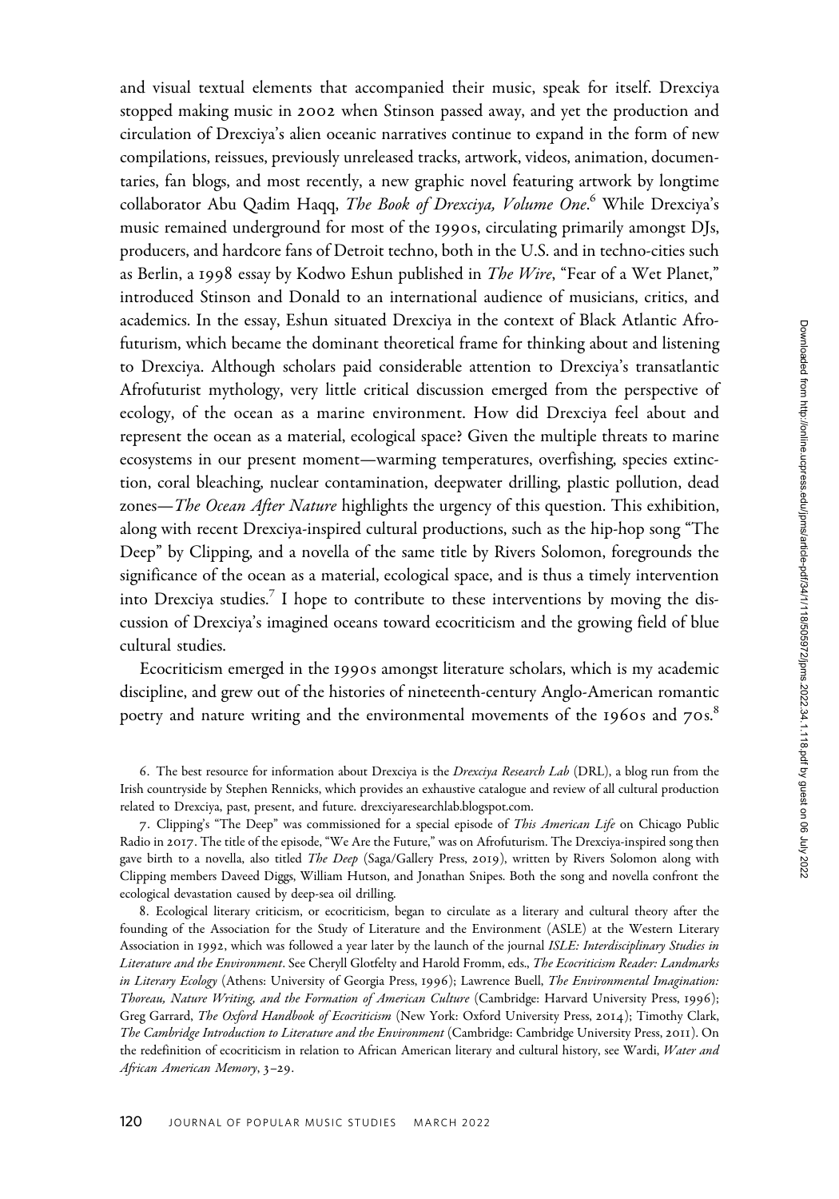and visual textual elements that accompanied their music, speak for itself. Drexciya stopped making music in 2002 when Stinson passed away, and yet the production and circulation of Drexciya's alien oceanic narratives continue to expand in the form of new compilations, reissues, previously unreleased tracks, artwork, videos, animation, documentaries, fan blogs, and most recently, a new graphic novel featuring artwork by longtime collaborator Abu Qadim Haqq, *The Book of Drexciya, Volume One*.[6] While Drexciya's music remained underground for most of the 1990s, circulating primarily amongst DJs, producers, and hardcore fans of Detroit techno, both in the U.S. and in techno-cities such as Berlin, a 1998 essay by Kodwo Eshun published in *The Wire*, "Fear of a Wet Planet," introduced Stinson and Donald to an international audience of musicians, critics, and academics. In the essay, Eshun situated Drexciya in the context of Black Atlantic Afrofuturism, which became the dominant theoretical frame for thinking about and listening to Drexciya. Although scholars paid considerable attention to Drexciya's transatlantic Afrofuturist mythology, very little critical discussion emerged from the perspective of ecology, of the ocean as a marine environment. How did Drexciya feel about and represent the ocean as a material, ecological space? Given the multiple threats to marine ecosystems in our present moment—warming temperatures, overfishing, species extinction, coral bleaching, nuclear contamination, deepwater drilling, plastic pollution, dead zones—*The Ocean After Nature* highlights the urgency of this question. This exhibition, along with recent Drexciya-inspired cultural productions, such as the hip-hop song "The Deep" by Clipping, and a novella of the same title by Rivers Solomon, foregrounds the significance of the ocean as a material, ecological space, and is thus a timely intervention into Drexciya studies.[7] I hope to contribute to these interventions by moving the discussion of Drexciya's imagined oceans toward ecocriticism and the growing field of blue cultural studies.

Ecocriticism emerged in the 1990s amongst literature scholars, which is my academic discipline, and grew out of the histories of nineteenth-century Anglo-American romantic poetry and nature writing and the environmental movements of the 1960s and 70s.[8]

6. The best resource for information about Drexciya is the *Drexciya Research Lab* (DRL), a blog run from the Irish countryside by Stephen Rennicks, which provides an exhaustive catalogue and review of all cultural production related to Drexciya, past, present, and future. drexciyaresearchlab.blogspot.com.

7. Clipping's "The Deep" was commissioned for a special episode of *This American Life* on Chicago Public Radio in 2017. The title of the episode, "We Are the Future," was on Afrofuturism. The Drexciya-inspired song then gave birth to a novella, also titled *The Deep* (Saga/Gallery Press, 2019), written by Rivers Solomon along with Clipping members Daveed Diggs, William Hutson, and Jonathan Snipes. Both the song and novella confront the ecological devastation caused by deep-sea oil drilling.

8. Ecological literary criticism, or ecocriticism, began to circulate as a literary and cultural theory after the founding of the Association for the Study of Literature and the Environment (ASLE) at the Western Literary Association in 1992, which was followed a year later by the launch of the journal *ISLE: Interdisciplinary Studies in Literature and the Environment*. See Cheryll Glotfelty and Harold Fromm, eds., *The Ecocriticism Reader: Landmarks in Literary Ecology* (Athens: University of Georgia Press, 1996); Lawrence Buell, *The Environmental Imagination: Thoreau, Nature Writing, and the Formation of American Culture* (Cambridge: Harvard University Press, 1996); Greg Garrard, *The Oxford Handbook of Ecocriticism* (New York: Oxford University Press, 2014); Timothy Clark, *The Cambridge Introduction to Literature and the Environment* (Cambridge: Cambridge University Press, 2011). On the redefinition of ecocriticism in relation to African American literary and cultural history, see Wardi, *Water and African American Memory*, 3–29.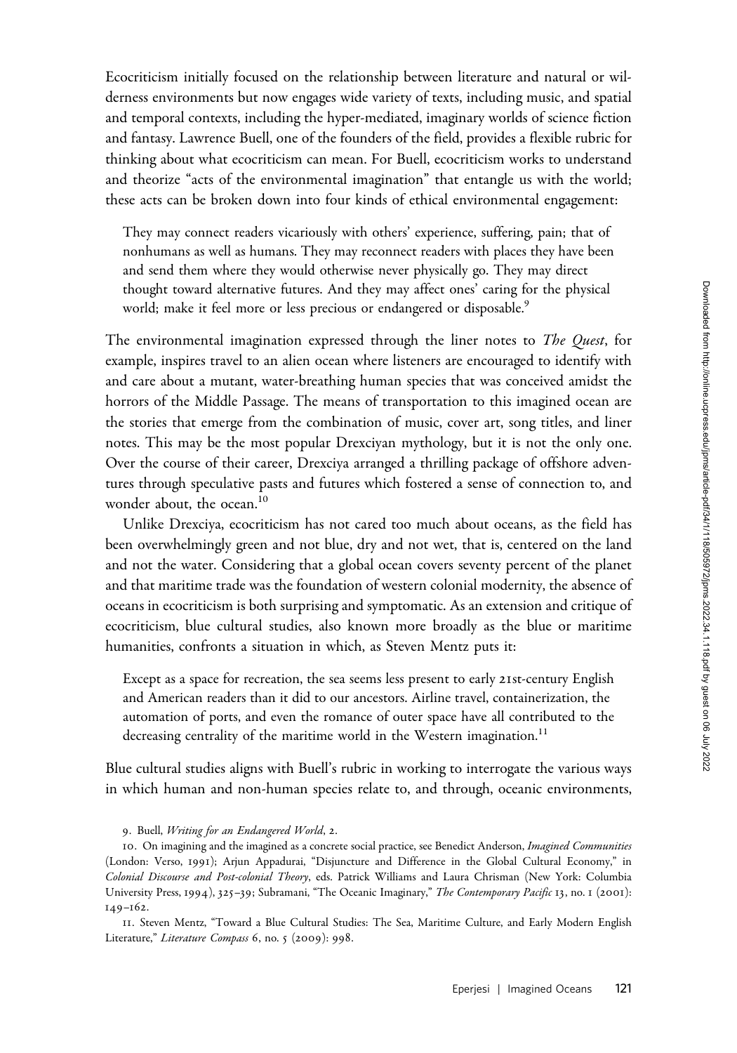Ecocriticism initially focused on the relationship between literature and natural or wilderness environments but now engages wide variety of texts, including music, and spatial and temporal contexts, including the hyper-mediated, imaginary worlds of science fiction and fantasy. Lawrence Buell, one of the founders of the field, provides a flexible rubric for thinking about what ecocriticism can mean. For Buell, ecocriticism works to understand and theorize "acts of the environmental imagination" that entangle us with the world; these acts can be broken down into four kinds of ethical environmental engagement:

> They may connect readers vicariously with others' experience, suffering, pain; that of nonhumans as well as humans. They may reconnect readers with places they have been and send them where they would otherwise never physically go. They may direct thought toward alternative futures. And they may affect ones' caring for the physical world; make it feel more or less precious or endangered or disposable.[9]

The environmental imagination expressed through the liner notes to *The Quest*, for example, inspires travel to an alien ocean where listeners are encouraged to identify with and care about a mutant, water-breathing human species that was conceived amidst the horrors of the Middle Passage. The means of transportation to this imagined ocean are the stories that emerge from the combination of music, cover art, song titles, and liner notes. This may be the most popular Drexciyan mythology, but it is not the only one. Over the course of their career, Drexciya arranged a thrilling package of offshore adventures through speculative pasts and futures which fostered a sense of connection to, and wonder about, the ocean.[10]

Unlike Drexciya, ecocriticism has not cared too much about oceans, as the field has been overwhelmingly green and not blue, dry and not wet, that is, centered on the land and not the water. Considering that a global ocean covers seventy percent of the planet and that maritime trade was the foundation of western colonial modernity, the absence of oceans in ecocriticism is both surprising and symptomatic. As an extension and critique of ecocriticism, blue cultural studies, also known more broadly as the blue or maritime humanities, confronts a situation in which, as Steven Mentz puts it:

> Except as a space for recreation, the sea seems less present to early 21st-century English and American readers than it did to our ancestors. Airline travel, containerization, the automation of ports, and even the romance of outer space have all contributed to the decreasing centrality of the maritime world in the Western imagination.[11]

Blue cultural studies aligns with Buell's rubric in working to interrogate the various ways in which human and non-human species relate to, and through, oceanic environments,

9. Buell, *Writing for an Endangered World*, 2.

10. On imagining and the imagined as a concrete social practice, see Benedict Anderson, *Imagined Communities* (London: Verso, 1991); Arjun Appadurai, "Disjuncture and Difference in the Global Cultural Economy," in *Colonial Discourse and Post-colonial Theory*, eds. Patrick Williams and Laura Chrisman (New York: Columbia University Press, 1994), 325–39; Subramani, "The Oceanic Imaginary," *The Contemporary Pacific* 13, no. 1 (2001): 149–162.

11. Steven Mentz, "Toward a Blue Cultural Studies: The Sea, Maritime Culture, and Early Modern English Literature," *Literature Compass* 6, no. 5 (2009): 998.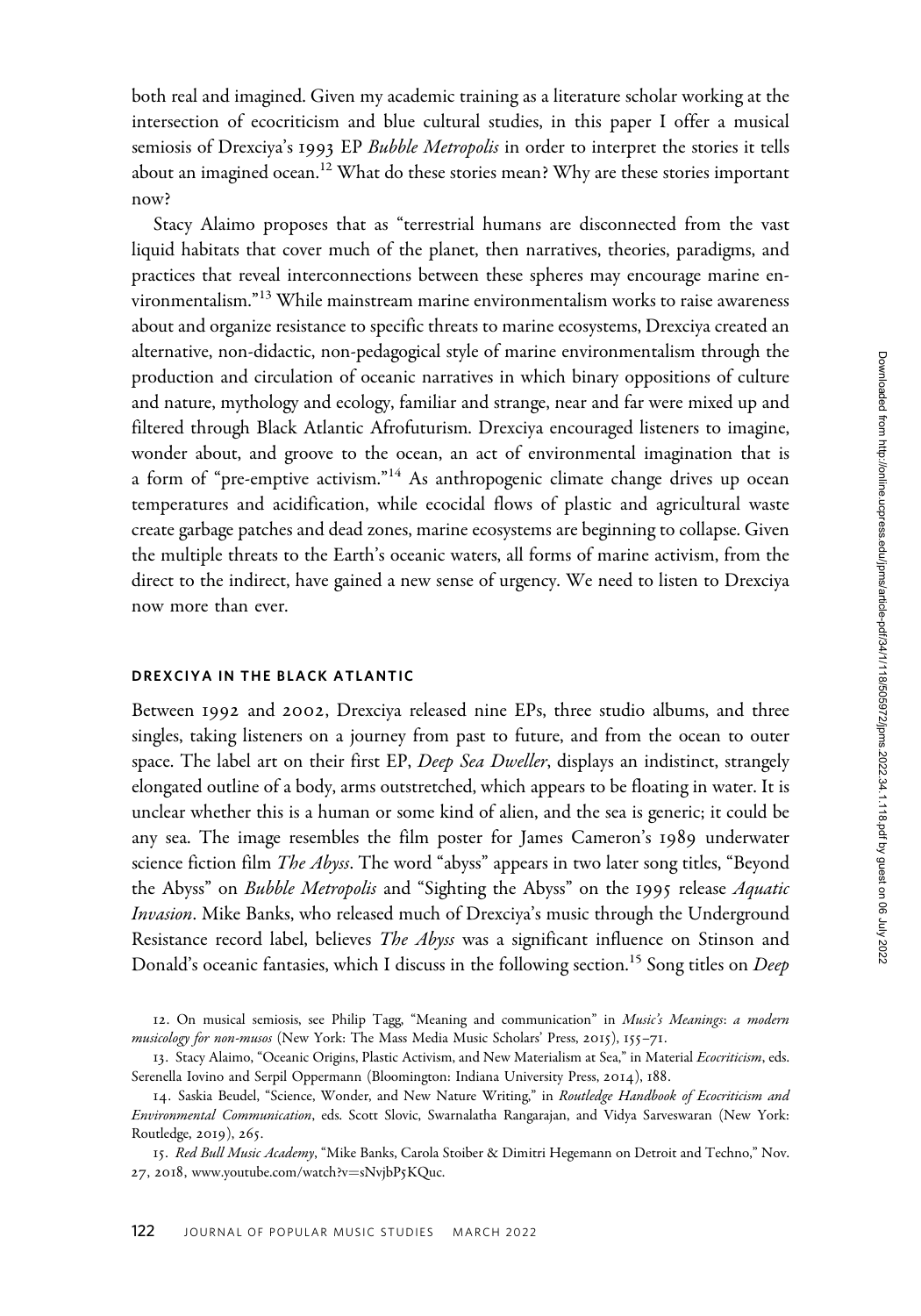both real and imagined. Given my academic training as a literature scholar working at the intersection of ecocriticism and blue cultural studies, in this paper I offer a musical semiosis of Drexciya's 1993 EP *Bubble Metropolis* in order to interpret the stories it tells about an imagined ocean.[12] What do these stories mean? Why are these stories important now?

Stacy Alaimo proposes that as "terrestrial humans are disconnected from the vast liquid habitats that cover much of the planet, then narratives, theories, paradigms, and practices that reveal interconnections between these spheres may encourage marine environmentalism."[13] While mainstream marine environmentalism works to raise awareness about and organize resistance to specific threats to marine ecosystems, Drexciya created an alternative, non-didactic, non-pedagogical style of marine environmentalism through the production and circulation of oceanic narratives in which binary oppositions of culture and nature, mythology and ecology, familiar and strange, near and far were mixed up and filtered through Black Atlantic Afrofuturism. Drexciya encouraged listeners to imagine, wonder about, and groove to the ocean, an act of environmental imagination that is a form of "pre-emptive activism."[14] As anthropogenic climate change drives up ocean temperatures and acidification, while ecocidal flows of plastic and agricultural waste create garbage patches and dead zones, marine ecosystems are beginning to collapse. Given the multiple threats to the Earth's oceanic waters, all forms of marine activism, from the direct to the indirect, have gained a new sense of urgency. We need to listen to Drexciya now more than ever.

## DREXCIYA IN THE BLACK ATLANTIC

Between 1992 and 2002, Drexciya released nine EPs, three studio albums, and three singles, taking listeners on a journey from past to future, and from the ocean to outer space. The label art on their first EP, *Deep Sea Dweller*, displays an indistinct, strangely elongated outline of a body, arms outstretched, which appears to be floating in water. It is unclear whether this is a human or some kind of alien, and the sea is generic; it could be any sea. The image resembles the film poster for James Cameron's 1989 underwater science fiction film *The Abyss*. The word "abyss" appears in two later song titles, "Beyond the Abyss" on *Bubble Metropolis* and "Sighting the Abyss" on the 1995 release *Aquatic Invasion*. Mike Banks, who released much of Drexciya's music through the Underground Resistance record label, believes *The Abyss* was a significant influence on Stinson and Donald's oceanic fantasies, which I discuss in the following section.[15] Song titles on *Deep*

12. On musical semiosis, see Philip Tagg, "Meaning and communication" in *Music's Meanings: a modern musicology for non-musos* (New York: The Mass Media Music Scholars' Press, 2015), 155–71.

13. Stacy Alaimo, "Oceanic Origins, Plastic Activism, and New Materialism at Sea," in Material *Ecocriticism*, eds. Serenella Iovino and Serpil Oppermann (Bloomington: Indiana University Press, 2014), 188.

14. Saskia Beudel, "Science, Wonder, and New Nature Writing," in *Routledge Handbook of Ecocriticism and Environmental Communication*, eds. Scott Slovic, Swarnalatha Rangarajan, and Vidya Sarveswaran (New York: Routledge, 2019), 265.

15. *Red Bull Music Academy*, "Mike Banks, Carola Stoiber & Dimitri Hegemann on Detroit and Techno," Nov. 27, 2018, www.youtube.com/watch?v=sNvjbP5KQuc.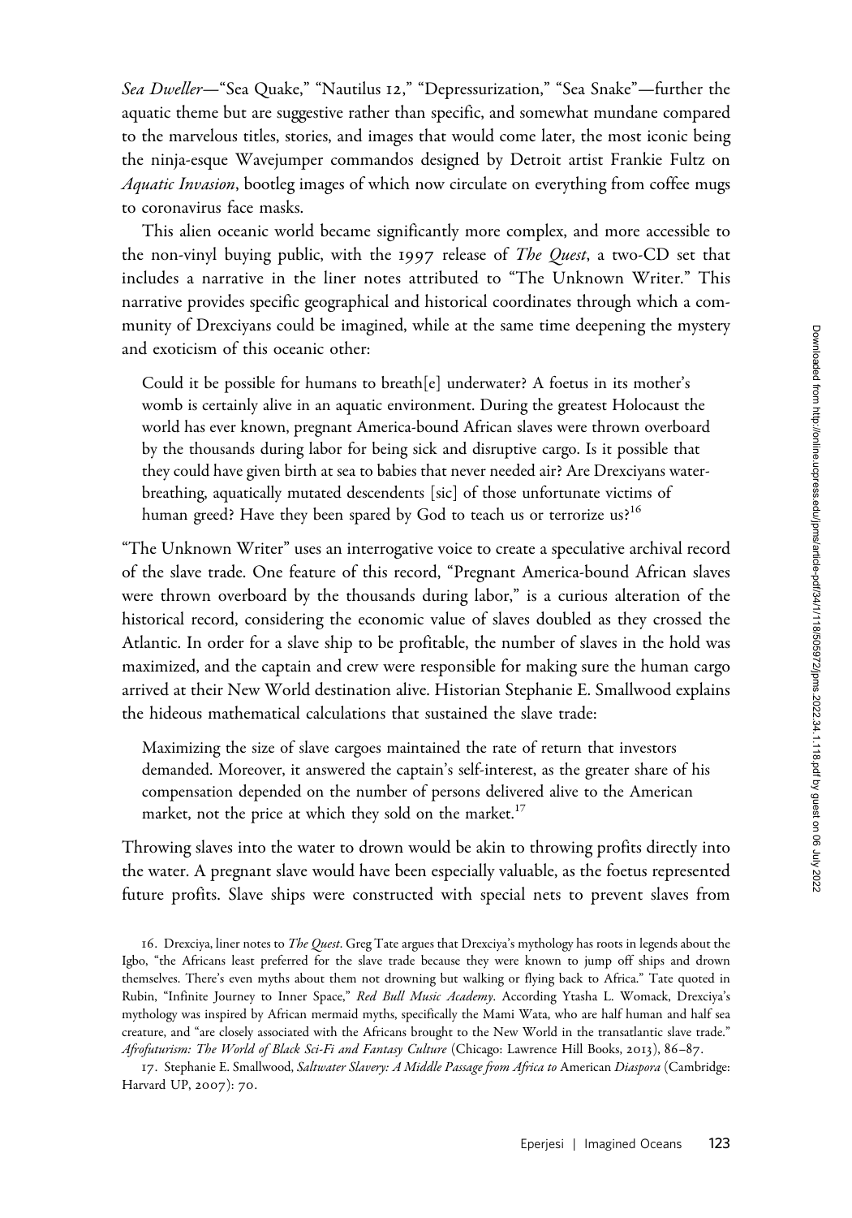*Sea Dweller*—"Sea Quake," "Nautilus 12," "Depressurization," "Sea Snake"—further the aquatic theme but are suggestive rather than specific, and somewhat mundane compared to the marvelous titles, stories, and images that would come later, the most iconic being the ninja-esque Wavejumper commandos designed by Detroit artist Frankie Fultz on *Aquatic Invasion*, bootleg images of which now circulate on everything from coffee mugs to coronavirus face masks.

This alien oceanic world became significantly more complex, and more accessible to the non-vinyl buying public, with the 1997 release of *The Quest*, a two-CD set that includes a narrative in the liner notes attributed to "The Unknown Writer." This narrative provides specific geographical and historical coordinates through which a community of Drexciyans could be imagined, while at the same time deepening the mystery and exoticism of this oceanic other:

> Could it be possible for humans to breath[e] underwater? A foetus in its mother's womb is certainly alive in an aquatic environment. During the greatest Holocaust the world has ever known, pregnant America-bound African slaves were thrown overboard by the thousands during labor for being sick and disruptive cargo. Is it possible that they could have given birth at sea to babies that never needed air? Are Drexciyans water-breathing, aquatically mutated descendents [sic] of those unfortunate victims of human greed? Have they been spared by God to teach us or terrorize us?[16]

"The Unknown Writer" uses an interrogative voice to create a speculative archival record of the slave trade. One feature of this record, "Pregnant America-bound African slaves were thrown overboard by the thousands during labor," is a curious alteration of the historical record, considering the economic value of slaves doubled as they crossed the Atlantic. In order for a slave ship to be profitable, the number of slaves in the hold was maximized, and the captain and crew were responsible for making sure the human cargo arrived at their New World destination alive. Historian Stephanie E. Smallwood explains the hideous mathematical calculations that sustained the slave trade:

> Maximizing the size of slave cargoes maintained the rate of return that investors demanded. Moreover, it answered the captain's self-interest, as the greater share of his compensation depended on the number of persons delivered alive to the American market, not the price at which they sold on the market.[17]

Throwing slaves into the water to drown would be akin to throwing profits directly into the water. A pregnant slave would have been especially valuable, as the foetus represented future profits. Slave ships were constructed with special nets to prevent slaves from

16. Drexciya, liner notes to *The Quest*. Greg Tate argues that Drexciya's mythology has roots in legends about the Igbo, "the Africans least preferred for the slave trade because they were known to jump off ships and drown themselves. There's even myths about them not drowning but walking or flying back to Africa." Tate quoted in Rubin, "Infinite Journey to Inner Space," *Red Bull Music Academy*. According Ytasha L. Womack, Drexciya's mythology was inspired by African mermaid myths, specifically the Mami Wata, who are half human and half sea creature, and "are closely associated with the Africans brought to the New World in the transatlantic slave trade." *Afrofuturism: The World of Black Sci-Fi and Fantasy Culture* (Chicago: Lawrence Hill Books, 2013), 86–87.

17. Stephanie E. Smallwood, *Saltwater Slavery: A Middle Passage from Africa to* American *Diaspora* (Cambridge: Harvard UP, 2007): 70.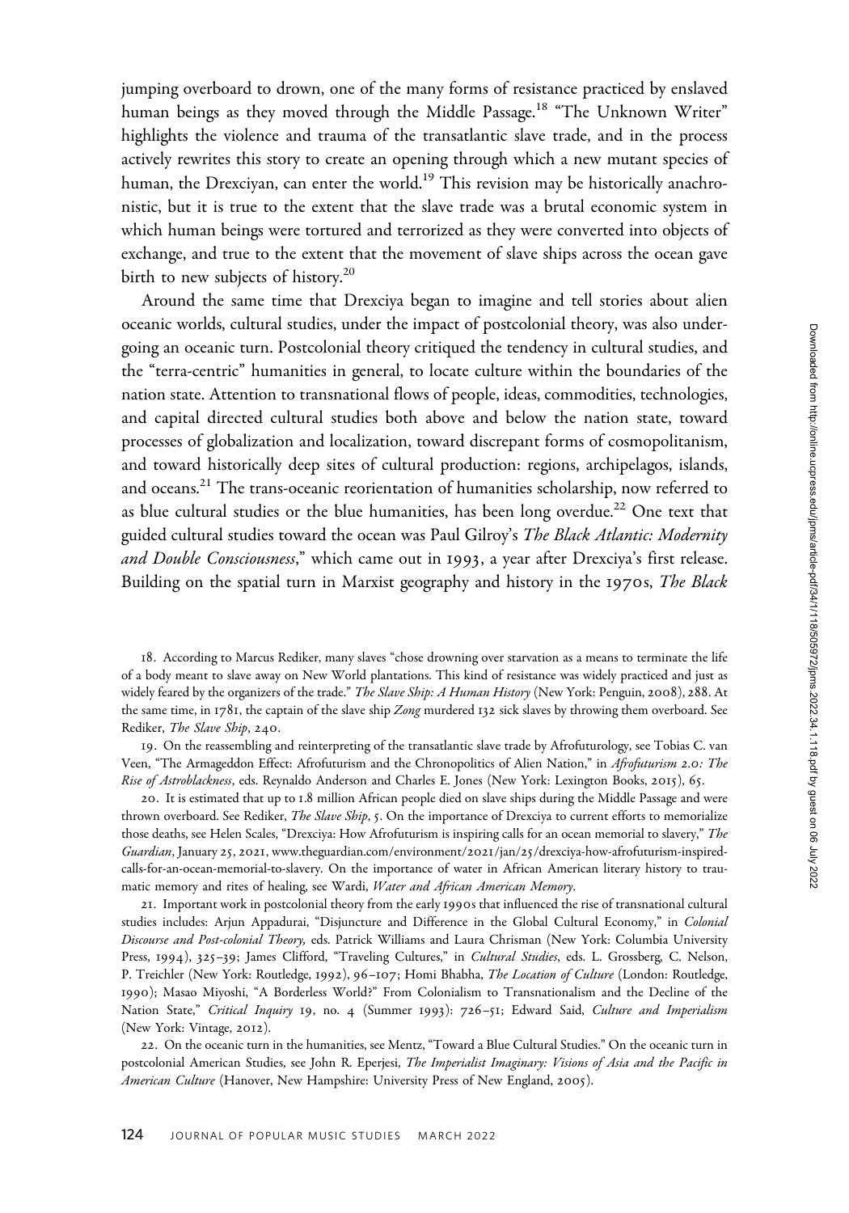jumping overboard to drown, one of the many forms of resistance practiced by enslaved human beings as they moved through the Middle Passage.[18] "The Unknown Writer" highlights the violence and trauma of the transatlantic slave trade, and in the process actively rewrites this story to create an opening through which a new mutant species of human, the Drexciyan, can enter the world.[19] This revision may be historically anachronistic, but it is true to the extent that the slave trade was a brutal economic system in which human beings were tortured and terrorized as they were converted into objects of exchange, and true to the extent that the movement of slave ships across the ocean gave birth to new subjects of history.[20]

Around the same time that Drexciya began to imagine and tell stories about alien oceanic worlds, cultural studies, under the impact of postcolonial theory, was also undergoing an oceanic turn. Postcolonial theory critiqued the tendency in cultural studies, and the "terra-centric" humanities in general, to locate culture within the boundaries of the nation state. Attention to transnational flows of people, ideas, commodities, technologies, and capital directed cultural studies both above and below the nation state, toward processes of globalization and localization, toward discrepant forms of cosmopolitanism, and toward historically deep sites of cultural production: regions, archipelagos, islands, and oceans.[21] The trans-oceanic reorientation of humanities scholarship, now referred to as blue cultural studies or the blue humanities, has been long overdue.[22] One text that guided cultural studies toward the ocean was Paul Gilroy's *The Black Atlantic: Modernity and Double Consciousness*," which came out in 1993, a year after Drexciya's first release. Building on the spatial turn in Marxist geography and history in the 1970s, *The Black*

18. According to Marcus Rediker, many slaves "chose drowning over starvation as a means to terminate the life of a body meant to slave away on New World plantations. This kind of resistance was widely practiced and just as widely feared by the organizers of the trade." *The Slave Ship: A Human History* (New York: Penguin, 2008), 288. At the same time, in 1781, the captain of the slave ship *Zong* murdered 132 sick slaves by throwing them overboard. See Rediker, *The Slave Ship*, 240.

19. On the reassembling and reinterpreting of the transatlantic slave trade by Afrofuturology, see Tobias C. van Veen, "The Armageddon Effect: Afrofuturism and the Chronopolitics of Alien Nation," in *Afrofuturism 2.0: The Rise of Astroblackness*, eds. Reynaldo Anderson and Charles E. Jones (New York: Lexington Books, 2015), 65.

20. It is estimated that up to 1.8 million African people died on slave ships during the Middle Passage and were thrown overboard. See Rediker, *The Slave Ship*, 5. On the importance of Drexciya to current efforts to memorialize those deaths, see Helen Scales, "Drexciya: How Afrofuturism is inspiring calls for an ocean memorial to slavery," *The Guardian*, January 25, 2021, www.theguardian.com/environment/2021/jan/25/drexciya-how-afrofuturism-inspired-calls-for-an-ocean-memorial-to-slavery. On the importance of water in African American literary history to traumatic memory and rites of healing, see Wardi, *Water and African American Memory*.

21. Important work in postcolonial theory from the early 1990s that influenced the rise of transnational cultural studies includes: Arjun Appadurai, "Disjuncture and Difference in the Global Cultural Economy," in *Colonial Discourse and Post-colonial Theory,* eds. Patrick Williams and Laura Chrisman (New York: Columbia University Press, 1994), 325–39; James Clifford, "Traveling Cultures," in *Cultural Studies*, eds. L. Grossberg, C. Nelson, P. Treichler (New York: Routledge, 1992), 96–107; Homi Bhabha, *The Location of Culture* (London: Routledge, 1990); Masao Miyoshi, "A Borderless World?" From Colonialism to Transnationalism and the Decline of the Nation State," *Critical Inquiry* 19, no. 4 (Summer 1993): 726–51; Edward Said, *Culture and Imperialism* (New York: Vintage, 2012).

22. On the oceanic turn in the humanities, see Mentz, "Toward a Blue Cultural Studies." On the oceanic turn in postcolonial American Studies, see John R. Eperjesi, *The Imperialist Imaginary: Visions of Asia and the Pacific in American Culture* (Hanover, New Hampshire: University Press of New England, 2005).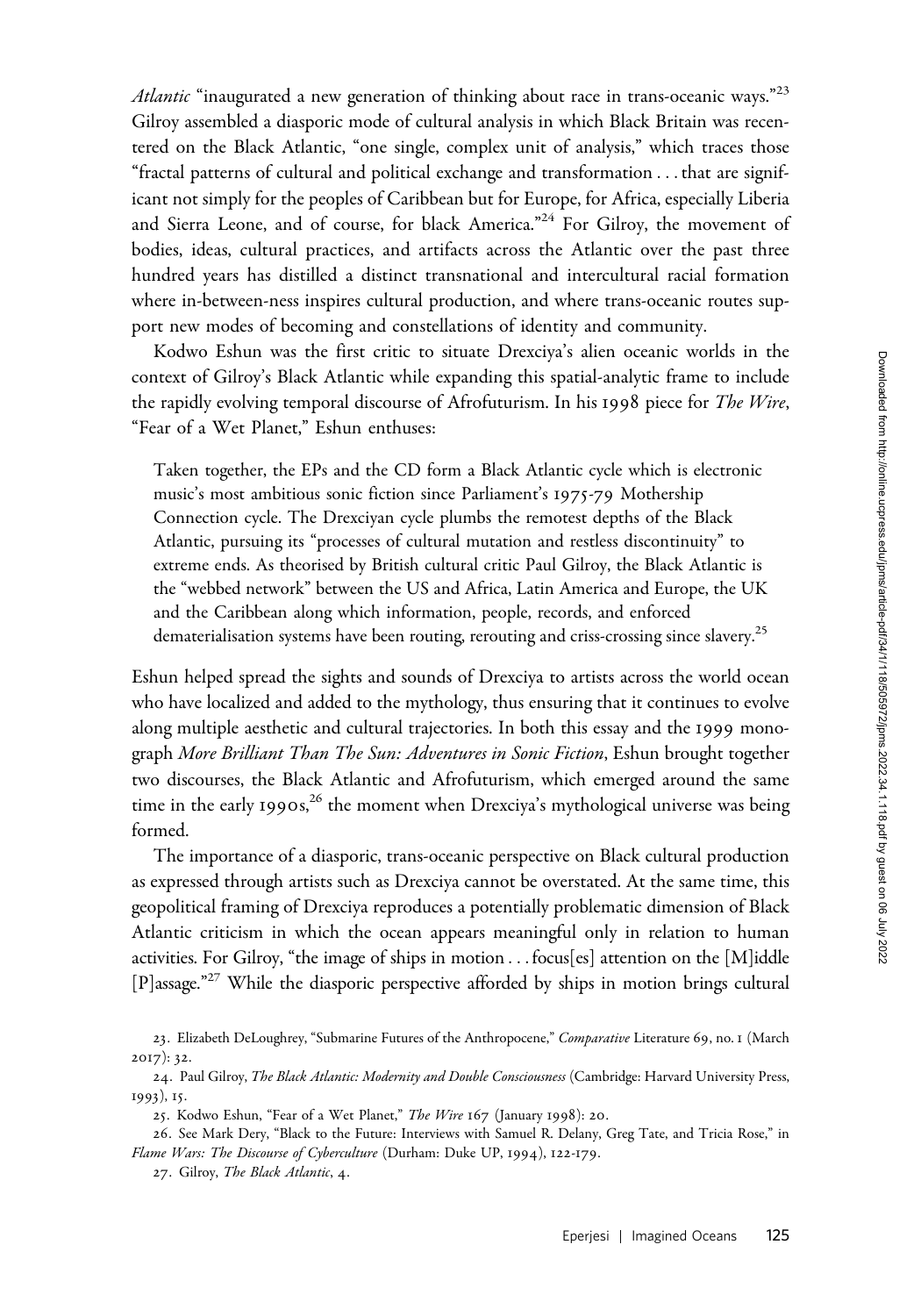*Atlantic* "inaugurated a new generation of thinking about race in trans-oceanic ways."[23] Gilroy assembled a diasporic mode of cultural analysis in which Black Britain was recentered on the Black Atlantic, "one single, complex unit of analysis," which traces those "fractal patterns of cultural and political exchange and transformation . . . that are significant not simply for the peoples of Caribbean but for Europe, for Africa, especially Liberia and Sierra Leone, and of course, for black America."[24] For Gilroy, the movement of bodies, ideas, cultural practices, and artifacts across the Atlantic over the past three hundred years has distilled a distinct transnational and intercultural racial formation where in-between-ness inspires cultural production, and where trans-oceanic routes support new modes of becoming and constellations of identity and community.

Kodwo Eshun was the first critic to situate Drexciya's alien oceanic worlds in the context of Gilroy's Black Atlantic while expanding this spatial-analytic frame to include the rapidly evolving temporal discourse of Afrofuturism. In his 1998 piece for *The Wire*, "Fear of a Wet Planet," Eshun enthuses:

> Taken together, the EPs and the CD form a Black Atlantic cycle which is electronic music's most ambitious sonic fiction since Parliament's 1975-79 Mothership Connection cycle. The Drexciyan cycle plumbs the remotest depths of the Black Atlantic, pursuing its "processes of cultural mutation and restless discontinuity" to extreme ends. As theorised by British cultural critic Paul Gilroy, the Black Atlantic is the "webbed network" between the US and Africa, Latin America and Europe, the UK and the Caribbean along which information, people, records, and enforced dematerialisation systems have been routing, rerouting and criss-crossing since slavery.[25]

Eshun helped spread the sights and sounds of Drexciya to artists across the world ocean who have localized and added to the mythology, thus ensuring that it continues to evolve along multiple aesthetic and cultural trajectories. In both this essay and the 1999 monograph *More Brilliant Than The Sun: Adventures in Sonic Fiction*, Eshun brought together two discourses, the Black Atlantic and Afrofuturism, which emerged around the same time in the early 1990s,[26] the moment when Drexciya's mythological universe was being formed.

The importance of a diasporic, trans-oceanic perspective on Black cultural production as expressed through artists such as Drexciya cannot be overstated. At the same time, this geopolitical framing of Drexciya reproduces a potentially problematic dimension of Black Atlantic criticism in which the ocean appears meaningful only in relation to human activities. For Gilroy, "the image of ships in motion . . . focus[es] attention on the [M]iddle [P]assage."[27] While the diasporic perspective afforded by ships in motion brings cultural

23. Elizabeth DeLoughrey, "Submarine Futures of the Anthropocene," *Comparative* Literature 69, no. 1 (March 2017): 32.

24. Paul Gilroy, *The Black Atlantic: Modernity and Double Consciousness* (Cambridge: Harvard University Press, 1993), 15.

25. Kodwo Eshun, "Fear of a Wet Planet," *The Wire* 167 (January 1998): 20.

26. See Mark Dery, "Black to the Future: Interviews with Samuel R. Delany, Greg Tate, and Tricia Rose," in *Flame Wars: The Discourse of Cyberculture* (Durham: Duke UP, 1994), 122-179.

27. Gilroy, *The Black Atlantic*, 4.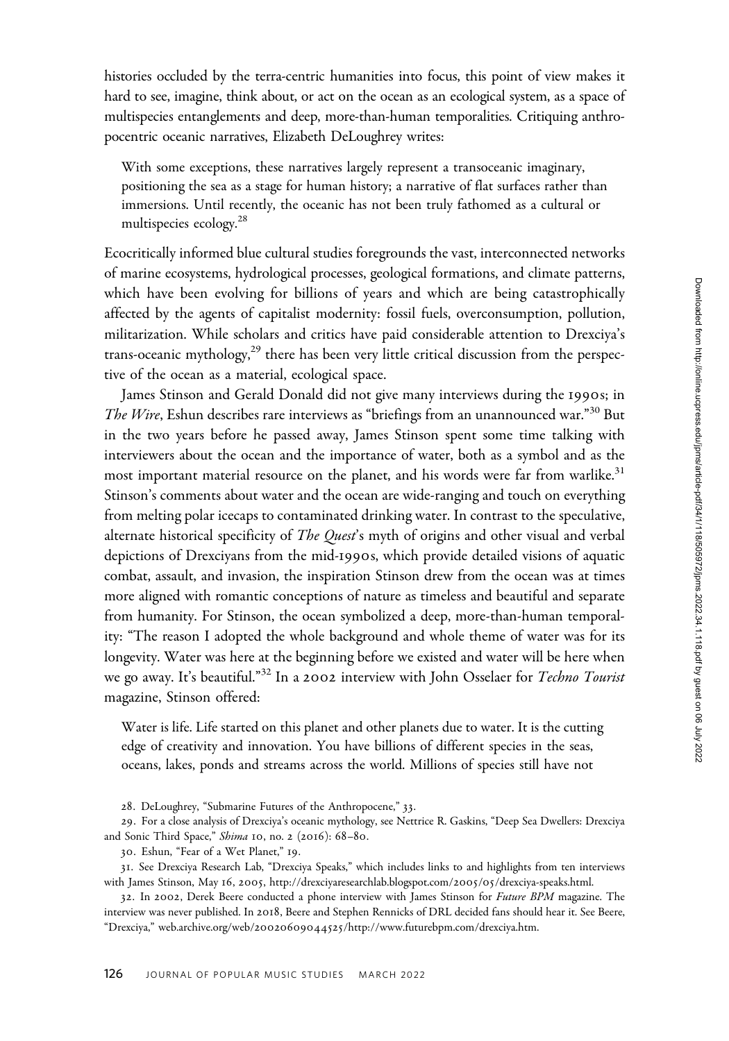histories occluded by the terra-centric humanities into focus, this point of view makes it hard to see, imagine, think about, or act on the ocean as an ecological system, as a space of multispecies entanglements and deep, more-than-human temporalities. Critiquing anthropocentric oceanic narratives, Elizabeth DeLoughrey writes:

> With some exceptions, these narratives largely represent a transoceanic imaginary, positioning the sea as a stage for human history; a narrative of flat surfaces rather than immersions. Until recently, the oceanic has not been truly fathomed as a cultural or multispecies ecology.[28]

Ecocritically informed blue cultural studies foregrounds the vast, interconnected networks of marine ecosystems, hydrological processes, geological formations, and climate patterns, which have been evolving for billions of years and which are being catastrophically affected by the agents of capitalist modernity: fossil fuels, overconsumption, pollution, militarization. While scholars and critics have paid considerable attention to Drexciya's trans-oceanic mythology,[29] there has been very little critical discussion from the perspective of the ocean as a material, ecological space.

James Stinson and Gerald Donald did not give many interviews during the 1990s; in *The Wire*, Eshun describes rare interviews as "briefings from an unannounced war."[30] But in the two years before he passed away, James Stinson spent some time talking with interviewers about the ocean and the importance of water, both as a symbol and as the most important material resource on the planet, and his words were far from warlike.[31] Stinson's comments about water and the ocean are wide-ranging and touch on everything from melting polar icecaps to contaminated drinking water. In contrast to the speculative, alternate historical specificity of *The Quest*'s myth of origins and other visual and verbal depictions of Drexciyans from the mid-1990s, which provide detailed visions of aquatic combat, assault, and invasion, the inspiration Stinson drew from the ocean was at times more aligned with romantic conceptions of nature as timeless and beautiful and separate from humanity. For Stinson, the ocean symbolized a deep, more-than-human temporality: "The reason I adopted the whole background and whole theme of water was for its longevity. Water was here at the beginning before we existed and water will be here when we go away. It's beautiful."[32] In a 2002 interview with John Osselaer for *Techno Tourist* magazine, Stinson offered:

> Water is life. Life started on this planet and other planets due to water. It is the cutting edge of creativity and innovation. You have billions of different species in the seas, oceans, lakes, ponds and streams across the world. Millions of species still have not

28. DeLoughrey, "Submarine Futures of the Anthropocene," 33.

29. For a close analysis of Drexciya's oceanic mythology, see Nettrice R. Gaskins, "Deep Sea Dwellers: Drexciya and Sonic Third Space," *Shima* 10, no. 2 (2016): 68–80.

30. Eshun, "Fear of a Wet Planet," 19.

31. See Drexciya Research Lab, "Drexciya Speaks," which includes links to and highlights from ten interviews with James Stinson, May 16, 2005, http://drexciyaresearchlab.blogspot.com/2005/05/drexciya-speaks.html.

32. In 2002, Derek Beere conducted a phone interview with James Stinson for *Future BPM* magazine. The interview was never published. In 2018, Beere and Stephen Rennicks of DRL decided fans should hear it. See Beere, "Drexciya," web.archive.org/web/20020609044525/http://www.futurebpm.com/drexciya.htm.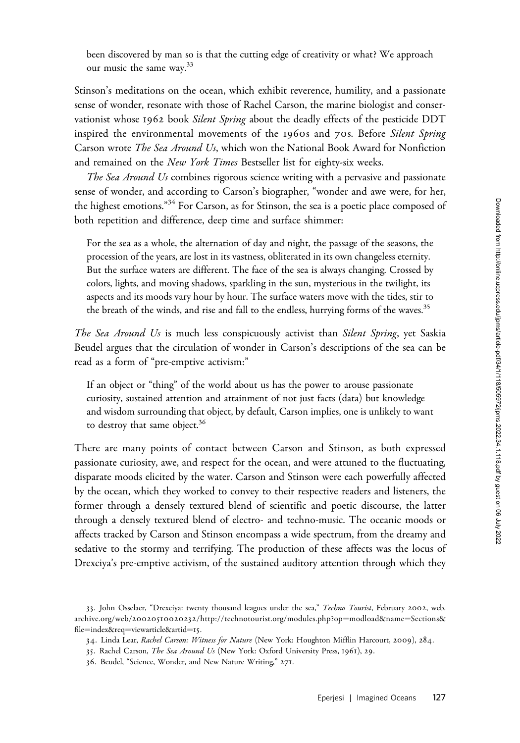been discovered by man so is that the cutting edge of creativity or what? We approach our music the same way.[33]

Stinson's meditations on the ocean, which exhibit reverence, humility, and a passionate sense of wonder, resonate with those of Rachel Carson, the marine biologist and conservationist whose 1962 book *Silent Spring* about the deadly effects of the pesticide DDT inspired the environmental movements of the 1960s and 70s. Before *Silent Spring* Carson wrote *The Sea Around Us*, which won the National Book Award for Nonfiction and remained on the *New York Times* Bestseller list for eighty-six weeks.

*The Sea Around Us* combines rigorous science writing with a pervasive and passionate sense of wonder, and according to Carson's biographer, "wonder and awe were, for her, the highest emotions."[34] For Carson, as for Stinson, the sea is a poetic place composed of both repetition and difference, deep time and surface shimmer:

> For the sea as a whole, the alternation of day and night, the passage of the seasons, the procession of the years, are lost in its vastness, obliterated in its own changeless eternity. But the surface waters are different. The face of the sea is always changing. Crossed by colors, lights, and moving shadows, sparkling in the sun, mysterious in the twilight, its aspects and its moods vary hour by hour. The surface waters move with the tides, stir to the breath of the winds, and rise and fall to the endless, hurrying forms of the waves.[35]

*The Sea Around Us* is much less conspicuously activist than *Silent Spring*, yet Saskia Beudel argues that the circulation of wonder in Carson's descriptions of the sea can be read as a form of "pre-emptive activism:"

> If an object or "thing" of the world about us has the power to arouse passionate curiosity, sustained attention and attainment of not just facts (data) but knowledge and wisdom surrounding that object, by default, Carson implies, one is unlikely to want to destroy that same object.[36]

There are many points of contact between Carson and Stinson, as both expressed passionate curiosity, awe, and respect for the ocean, and were attuned to the fluctuating, disparate moods elicited by the water. Carson and Stinson were each powerfully affected by the ocean, which they worked to convey to their respective readers and listeners, the former through a densely textured blend of scientific and poetic discourse, the latter through a densely textured blend of electro- and techno-music. The oceanic moods or affects tracked by Carson and Stinson encompass a wide spectrum, from the dreamy and sedative to the stormy and terrifying. The production of these affects was the locus of Drexciya's pre-emptive activism, of the sustained auditory attention through which they

33. John Osselaer, "Drexciya: twenty thousand leagues under the sea," *Techno Tourist*, February 2002, web.archive.org/web/20020510020232/http://technotourist.org/modules.php?op=modload&name=Sections&file=index&req=viewarticle&artid=15.

34. Linda Lear, *Rachel Carson: Witness for Nature* (New York: Houghton Mifflin Harcourt, 2009), 284.

35. Rachel Carson, *The Sea Around Us* (New York: Oxford University Press, 1961), 29.

36. Beudel, "Science, Wonder, and New Nature Writing," 271.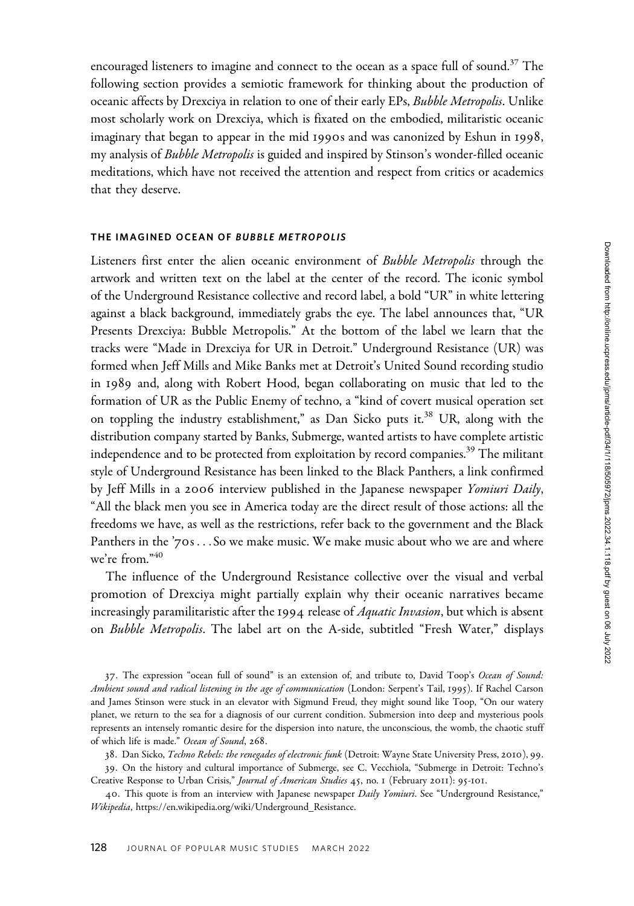encouraged listeners to imagine and connect to the ocean as a space full of sound.[37] The following section provides a semiotic framework for thinking about the production of oceanic affects by Drexciya in relation to one of their early EPs, *Bubble Metropolis*. Unlike most scholarly work on Drexciya, which is fixated on the embodied, militaristic oceanic imaginary that began to appear in the mid 1990s and was canonized by Eshun in 1998, my analysis of *Bubble Metropolis* is guided and inspired by Stinson's wonder-filled oceanic meditations, which have not received the attention and respect from critics or academics that they deserve.

## THE IMAGINED OCEAN OF *BUBBLE METROPOLIS*

Listeners first enter the alien oceanic environment of *Bubble Metropolis* through the artwork and written text on the label at the center of the record. The iconic symbol of the Underground Resistance collective and record label, a bold "UR" in white lettering against a black background, immediately grabs the eye. The label announces that, "UR Presents Drexciya: Bubble Metropolis." At the bottom of the label we learn that the tracks were "Made in Drexciya for UR in Detroit." Underground Resistance (UR) was formed when Jeff Mills and Mike Banks met at Detroit's United Sound recording studio in 1989 and, along with Robert Hood, began collaborating on music that led to the formation of UR as the Public Enemy of techno, a "kind of covert musical operation set on toppling the industry establishment," as Dan Sicko puts it.[38] UR, along with the distribution company started by Banks, Submerge, wanted artists to have complete artistic independence and to be protected from exploitation by record companies.[39] The militant style of Underground Resistance has been linked to the Black Panthers, a link confirmed by Jeff Mills in a 2006 interview published in the Japanese newspaper *Yomiuri Daily*, "All the black men you see in America today are the direct result of those actions: all the freedoms we have, as well as the restrictions, refer back to the government and the Black Panthers in the '70s . . . So we make music. We make music about who we are and where we're from."[40]

The influence of the Underground Resistance collective over the visual and verbal promotion of Drexciya might partially explain why their oceanic narratives became increasingly paramilitaristic after the 1994 release of *Aquatic Invasion*, but which is absent on *Bubble Metropolis*. The label art on the A-side, subtitled "Fresh Water," displays

37. The expression "ocean full of sound" is an extension of, and tribute to, David Toop's *Ocean of Sound: Ambient sound and radical listening in the age of communication* (London: Serpent's Tail, 1995). If Rachel Carson and James Stinson were stuck in an elevator with Sigmund Freud, they might sound like Toop, "On our watery planet, we return to the sea for a diagnosis of our current condition. Submersion into deep and mysterious pools represents an intensely romantic desire for the dispersion into nature, the unconscious, the womb, the chaotic stuff of which life is made." *Ocean of Sound*, 268.

38. Dan Sicko, *Techno Rebels: the renegades of electronic funk* (Detroit: Wayne State University Press, 2010), 99.

39. On the history and cultural importance of Submerge, see C. Vecchiola, "Submerge in Detroit: Techno's Creative Response to Urban Crisis," *Journal of American Studies* 45, no. 1 (February 2011): 95-101.

40. This quote is from an interview with Japanese newspaper *Daily Yomiuri*. See "Underground Resistance," *Wikipedia*, https://en.wikipedia.org/wiki/Underground_Resistance.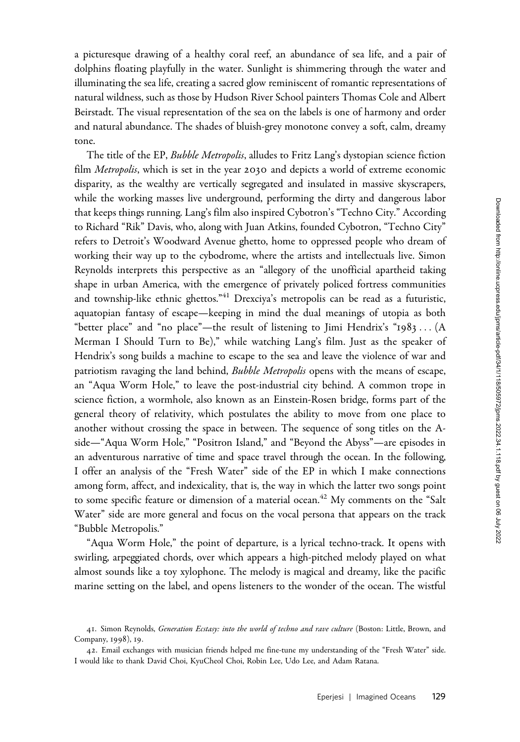a picturesque drawing of a healthy coral reef, an abundance of sea life, and a pair of dolphins floating playfully in the water. Sunlight is shimmering through the water and illuminating the sea life, creating a sacred glow reminiscent of romantic representations of natural wildness, such as those by Hudson River School painters Thomas Cole and Albert Beirstadt. The visual representation of the sea on the labels is one of harmony and order and natural abundance. The shades of bluish-grey monotone convey a soft, calm, dreamy tone.

The title of the EP, *Bubble Metropolis*, alludes to Fritz Lang's dystopian science fiction film *Metropolis*, which is set in the year 2030 and depicts a world of extreme economic disparity, as the wealthy are vertically segregated and insulated in massive skyscrapers, while the working masses live underground, performing the dirty and dangerous labor that keeps things running. Lang's film also inspired Cybotron's "Techno City." According to Richard "Rik" Davis, who, along with Juan Atkins, founded Cybotron, "Techno City" refers to Detroit's Woodward Avenue ghetto, home to oppressed people who dream of working their way up to the cybodrome, where the artists and intellectuals live. Simon Reynolds interprets this perspective as an "allegory of the unofficial apartheid taking shape in urban America, with the emergence of privately policed fortress communities and township-like ethnic ghettos."[41] Drexciya's metropolis can be read as a futuristic, aquatopian fantasy of escape—keeping in mind the dual meanings of utopia as both "better place" and "no place"—the result of listening to Jimi Hendrix's "1983 . . . (A Merman I Should Turn to Be)," while watching Lang's film. Just as the speaker of Hendrix's song builds a machine to escape to the sea and leave the violence of war and patriotism ravaging the land behind, *Bubble Metropolis* opens with the means of escape, an "Aqua Worm Hole," to leave the post-industrial city behind. A common trope in science fiction, a wormhole, also known as an Einstein-Rosen bridge, forms part of the general theory of relativity, which postulates the ability to move from one place to another without crossing the space in between. The sequence of song titles on the A-side—"Aqua Worm Hole," "Positron Island," and "Beyond the Abyss"—are episodes in an adventurous narrative of time and space travel through the ocean. In the following, I offer an analysis of the "Fresh Water" side of the EP in which I make connections among form, affect, and indexicality, that is, the way in which the latter two songs point to some specific feature or dimension of a material ocean.[42] My comments on the "Salt Water" side are more general and focus on the vocal persona that appears on the track "Bubble Metropolis."

"Aqua Worm Hole," the point of departure, is a lyrical techno-track. It opens with swirling, arpeggiated chords, over which appears a high-pitched melody played on what almost sounds like a toy xylophone. The melody is magical and dreamy, like the pacific marine setting on the label, and opens listeners to the wonder of the ocean. The wistful

41. Simon Reynolds, *Generation Ecstasy: into the world of techno and rave culture* (Boston: Little, Brown, and Company, 1998), 19.

42. Email exchanges with musician friends helped me fine-tune my understanding of the "Fresh Water" side. I would like to thank David Choi, KyuCheol Choi, Robin Lee, Udo Lee, and Adam Ratana.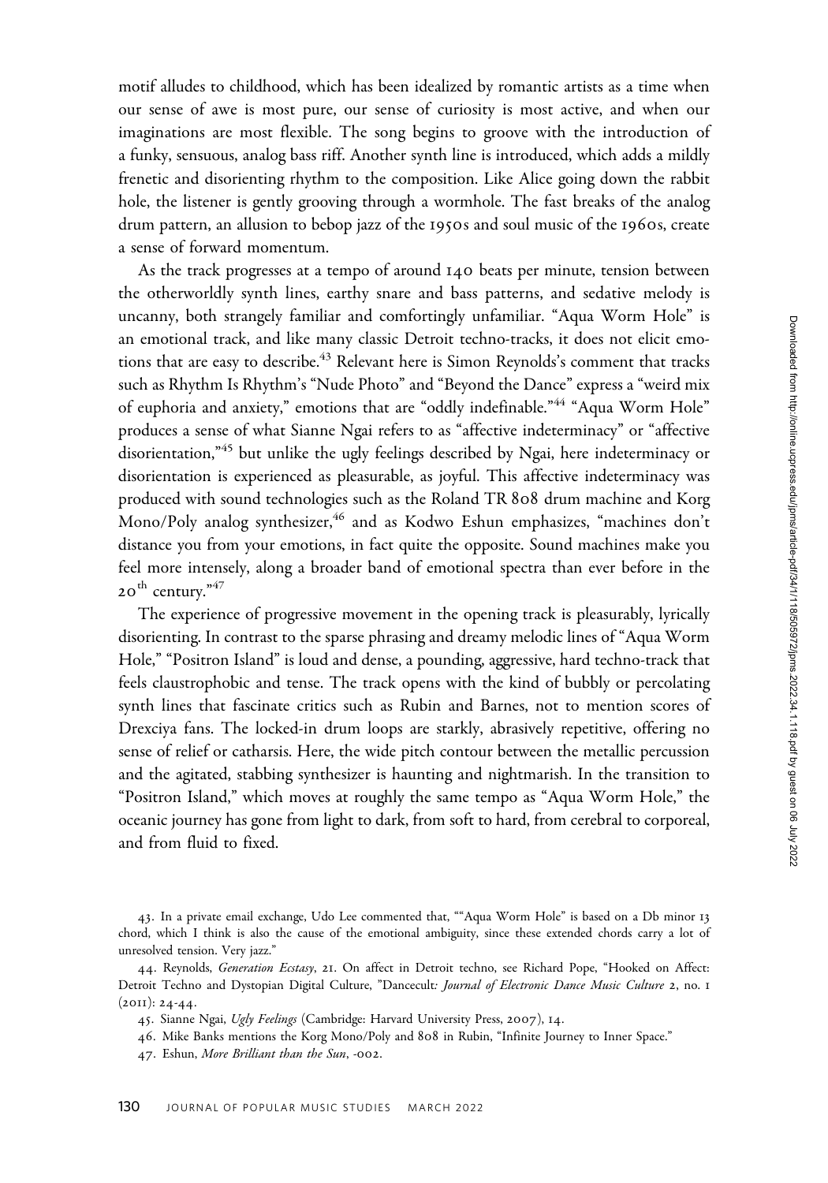motif alludes to childhood, which has been idealized by romantic artists as a time when our sense of awe is most pure, our sense of curiosity is most active, and when our imaginations are most flexible. The song begins to groove with the introduction of a funky, sensuous, analog bass riff. Another synth line is introduced, which adds a mildly frenetic and disorienting rhythm to the composition. Like Alice going down the rabbit hole, the listener is gently grooving through a wormhole. The fast breaks of the analog drum pattern, an allusion to bebop jazz of the 1950s and soul music of the 1960s, create a sense of forward momentum.

As the track progresses at a tempo of around 140 beats per minute, tension between the otherworldly synth lines, earthy snare and bass patterns, and sedative melody is uncanny, both strangely familiar and comfortingly unfamiliar. "Aqua Worm Hole" is an emotional track, and like many classic Detroit techno-tracks, it does not elicit emotions that are easy to describe.[43] Relevant here is Simon Reynolds's comment that tracks such as Rhythm Is Rhythm's "Nude Photo" and "Beyond the Dance" express a "weird mix of euphoria and anxiety," emotions that are "oddly indefinable."[44] "Aqua Worm Hole" produces a sense of what Sianne Ngai refers to as "affective indeterminacy" or "affective disorientation,"[45] but unlike the ugly feelings described by Ngai, here indeterminacy or disorientation is experienced as pleasurable, as joyful. This affective indeterminacy was produced with sound technologies such as the Roland TR 808 drum machine and Korg Mono/Poly analog synthesizer,[46] and as Kodwo Eshun emphasizes, "machines don't distance you from your emotions, in fact quite the opposite. Sound machines make you feel more intensely, along a broader band of emotional spectra than ever before in the 20th century."[47]

The experience of progressive movement in the opening track is pleasurably, lyrically disorienting. In contrast to the sparse phrasing and dreamy melodic lines of "Aqua Worm Hole," "Positron Island" is loud and dense, a pounding, aggressive, hard techno-track that feels claustrophobic and tense. The track opens with the kind of bubbly or percolating synth lines that fascinate critics such as Rubin and Barnes, not to mention scores of Drexciya fans. The locked-in drum loops are starkly, abrasively repetitive, offering no sense of relief or catharsis. Here, the wide pitch contour between the metallic percussion and the agitated, stabbing synthesizer is haunting and nightmarish. In the transition to "Positron Island," which moves at roughly the same tempo as "Aqua Worm Hole," the oceanic journey has gone from light to dark, from soft to hard, from cerebral to corporeal, and from fluid to fixed.

43. In a private email exchange, Udo Lee commented that, ""Aqua Worm Hole" is based on a Db minor 13 chord, which I think is also the cause of the emotional ambiguity, since these extended chords carry a lot of unresolved tension. Very jazz."

44. Reynolds, *Generation Ecstasy*, 21. On affect in Detroit techno, see Richard Pope, "Hooked on Affect: Detroit Techno and Dystopian Digital Culture, "Dancecult*: Journal of Electronic Dance Music Culture* 2, no. 1 (2011): 24-44.

45. Sianne Ngai, *Ugly Feelings* (Cambridge: Harvard University Press, 2007), 14.

46. Mike Banks mentions the Korg Mono/Poly and 808 in Rubin, "Infinite Journey to Inner Space."

47. Eshun, *More Brilliant than the Sun*, -002.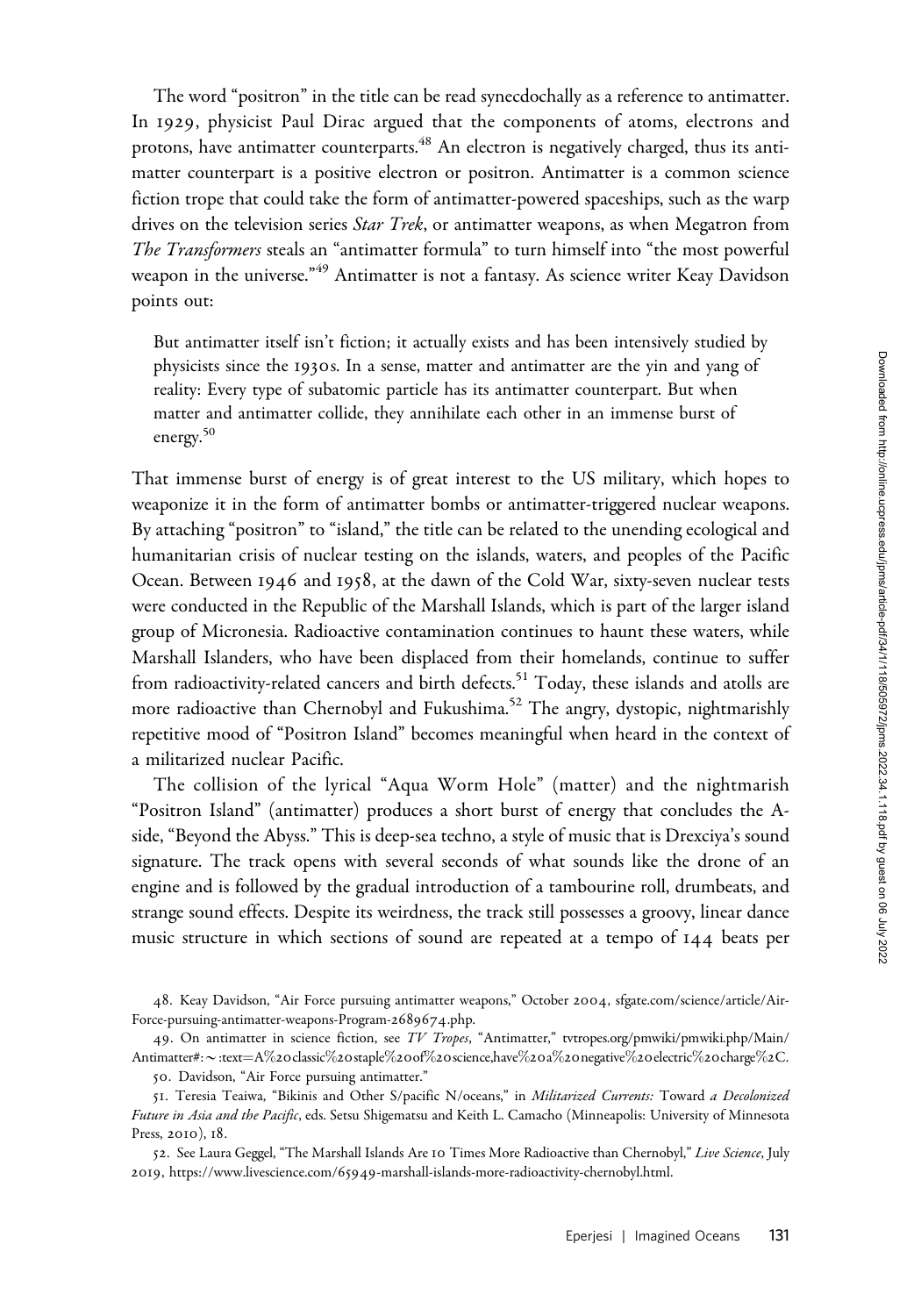The word "positron" in the title can be read synecdochally as a reference to antimatter. In 1929, physicist Paul Dirac argued that the components of atoms, electrons and protons, have antimatter counterparts.[48] An electron is negatively charged, thus its antimatter counterpart is a positive electron or positron. Antimatter is a common science fiction trope that could take the form of antimatter-powered spaceships, such as the warp drives on the television series *Star Trek*, or antimatter weapons, as when Megatron from *The Transformers* steals an "antimatter formula" to turn himself into "the most powerful weapon in the universe."[49] Antimatter is not a fantasy. As science writer Keay Davidson points out:

> But antimatter itself isn't fiction; it actually exists and has been intensively studied by physicists since the 1930s. In a sense, matter and antimatter are the yin and yang of reality: Every type of subatomic particle has its antimatter counterpart. But when matter and antimatter collide, they annihilate each other in an immense burst of energy.[50]

That immense burst of energy is of great interest to the US military, which hopes to weaponize it in the form of antimatter bombs or antimatter-triggered nuclear weapons. By attaching "positron" to "island," the title can be related to the unending ecological and humanitarian crisis of nuclear testing on the islands, waters, and peoples of the Pacific Ocean. Between 1946 and 1958, at the dawn of the Cold War, sixty-seven nuclear tests were conducted in the Republic of the Marshall Islands, which is part of the larger island group of Micronesia. Radioactive contamination continues to haunt these waters, while Marshall Islanders, who have been displaced from their homelands, continue to suffer from radioactivity-related cancers and birth defects.[51] Today, these islands and atolls are more radioactive than Chernobyl and Fukushima.[52] The angry, dystopic, nightmarishly repetitive mood of "Positron Island" becomes meaningful when heard in the context of a militarized nuclear Pacific.

The collision of the lyrical "Aqua Worm Hole" (matter) and the nightmarish "Positron Island" (antimatter) produces a short burst of energy that concludes the A-side, "Beyond the Abyss." This is deep-sea techno, a style of music that is Drexciya's sound signature. The track opens with several seconds of what sounds like the drone of an engine and is followed by the gradual introduction of a tambourine roll, drumbeats, and strange sound effects. Despite its weirdness, the track still possesses a groovy, linear dance music structure in which sections of sound are repeated at a tempo of 144 beats per

48. Keay Davidson, "Air Force pursuing antimatter weapons," October 2004, sfgate.com/science/article/Air-Force-pursuing-antimatter-weapons-Program-2689674.php.

49. On antimatter in science fiction, see *TV Tropes*, "Antimatter," tvtropes.org/pmwiki/pmwiki.php/Main/Antimatter#:~:text=A%20classic%20staple%20of%20science,have%20a%20negative%20electric%20charge%2C.

50. Davidson, "Air Force pursuing antimatter."

51. Teresia Teaiwa, "Bikinis and Other S/pacific N/oceans," in *Militarized Currents: Toward a Decolonized Future in Asia and the Pacific*, eds. Setsu Shigematsu and Keith L. Camacho (Minneapolis: University of Minnesota Press, 2010), 18.

52. See Laura Geggel, "The Marshall Islands Are 10 Times More Radioactive than Chernobyl," *Live Science*, July 2019, https://www.livescience.com/65949-marshall-islands-more-radioactivity-chernobyl.html.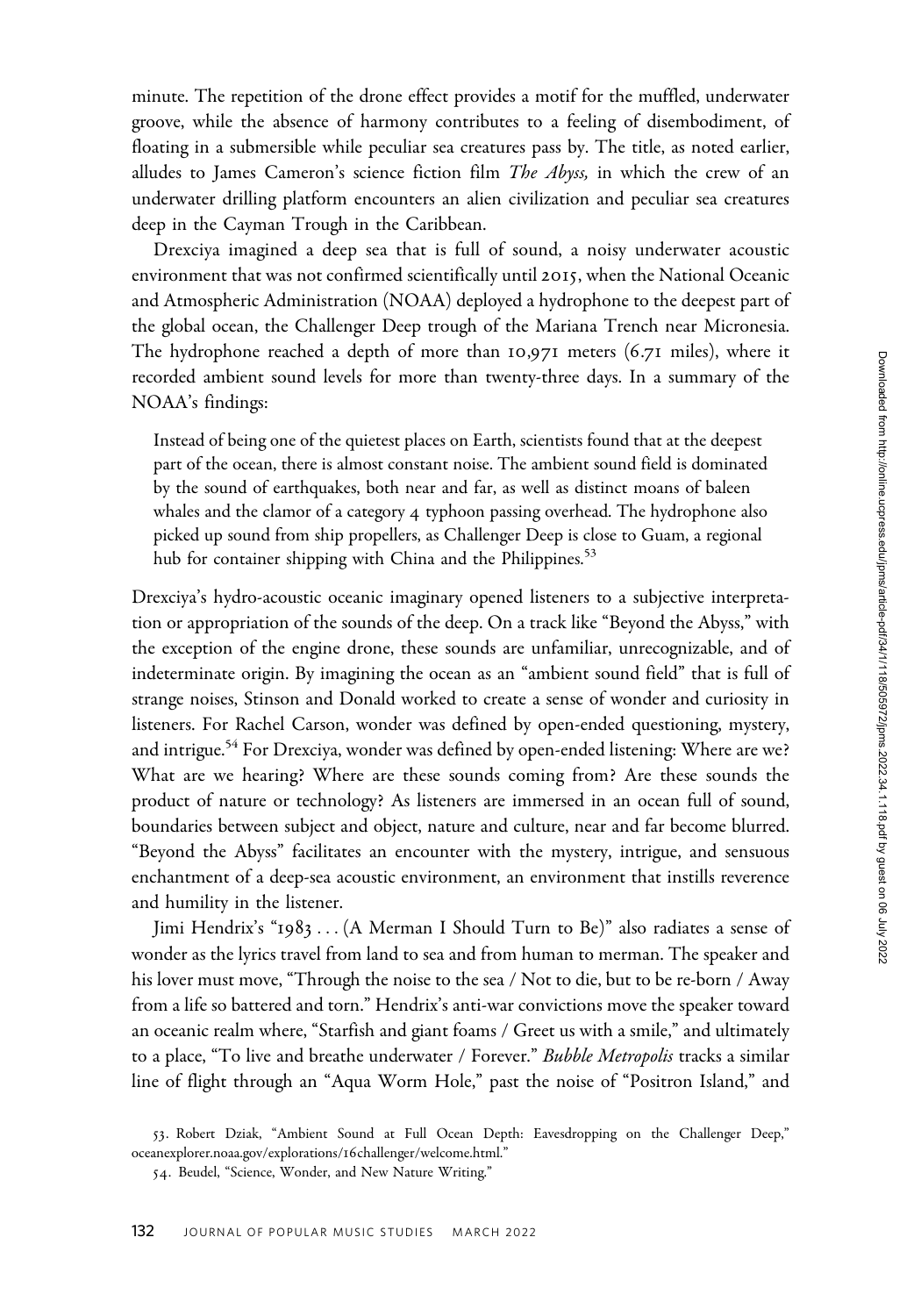minute. The repetition of the drone effect provides a motif for the muffled, underwater groove, while the absence of harmony contributes to a feeling of disembodiment, of floating in a submersible while peculiar sea creatures pass by. The title, as noted earlier, alludes to James Cameron's science fiction film *The Abyss,* in which the crew of an underwater drilling platform encounters an alien civilization and peculiar sea creatures deep in the Cayman Trough in the Caribbean.

Drexciya imagined a deep sea that is full of sound, a noisy underwater acoustic environment that was not confirmed scientifically until 2015, when the National Oceanic and Atmospheric Administration (NOAA) deployed a hydrophone to the deepest part of the global ocean, the Challenger Deep trough of the Mariana Trench near Micronesia. The hydrophone reached a depth of more than 10,971 meters (6.71 miles), where it recorded ambient sound levels for more than twenty-three days. In a summary of the NOAA's findings:

> Instead of being one of the quietest places on Earth, scientists found that at the deepest part of the ocean, there is almost constant noise. The ambient sound field is dominated by the sound of earthquakes, both near and far, as well as distinct moans of baleen whales and the clamor of a category 4 typhoon passing overhead. The hydrophone also picked up sound from ship propellers, as Challenger Deep is close to Guam, a regional hub for container shipping with China and the Philippines.[53]

Drexciya's hydro-acoustic oceanic imaginary opened listeners to a subjective interpretation or appropriation of the sounds of the deep. On a track like "Beyond the Abyss," with the exception of the engine drone, these sounds are unfamiliar, unrecognizable, and of indeterminate origin. By imagining the ocean as an "ambient sound field" that is full of strange noises, Stinson and Donald worked to create a sense of wonder and curiosity in listeners. For Rachel Carson, wonder was defined by open-ended questioning, mystery, and intrigue.[54] For Drexciya, wonder was defined by open-ended listening: Where are we? What are we hearing? Where are these sounds coming from? Are these sounds the product of nature or technology? As listeners are immersed in an ocean full of sound, boundaries between subject and object, nature and culture, near and far become blurred. "Beyond the Abyss" facilitates an encounter with the mystery, intrigue, and sensuous enchantment of a deep-sea acoustic environment, an environment that instills reverence and humility in the listener.

Jimi Hendrix's "1983 . . . (A Merman I Should Turn to Be)" also radiates a sense of wonder as the lyrics travel from land to sea and from human to merman. The speaker and his lover must move, "Through the noise to the sea / Not to die, but to be re-born / Away from a life so battered and torn." Hendrix's anti-war convictions move the speaker toward an oceanic realm where, "Starfish and giant foams / Greet us with a smile," and ultimately to a place, "To live and breathe underwater / Forever." *Bubble Metropolis* tracks a similar line of flight through an "Aqua Worm Hole," past the noise of "Positron Island," and

53. Robert Dziak, "Ambient Sound at Full Ocean Depth: Eavesdropping on the Challenger Deep," oceanexplorer.noaa.gov/explorations/16challenger/welcome.html."

54. Beudel, "Science, Wonder, and New Nature Writing."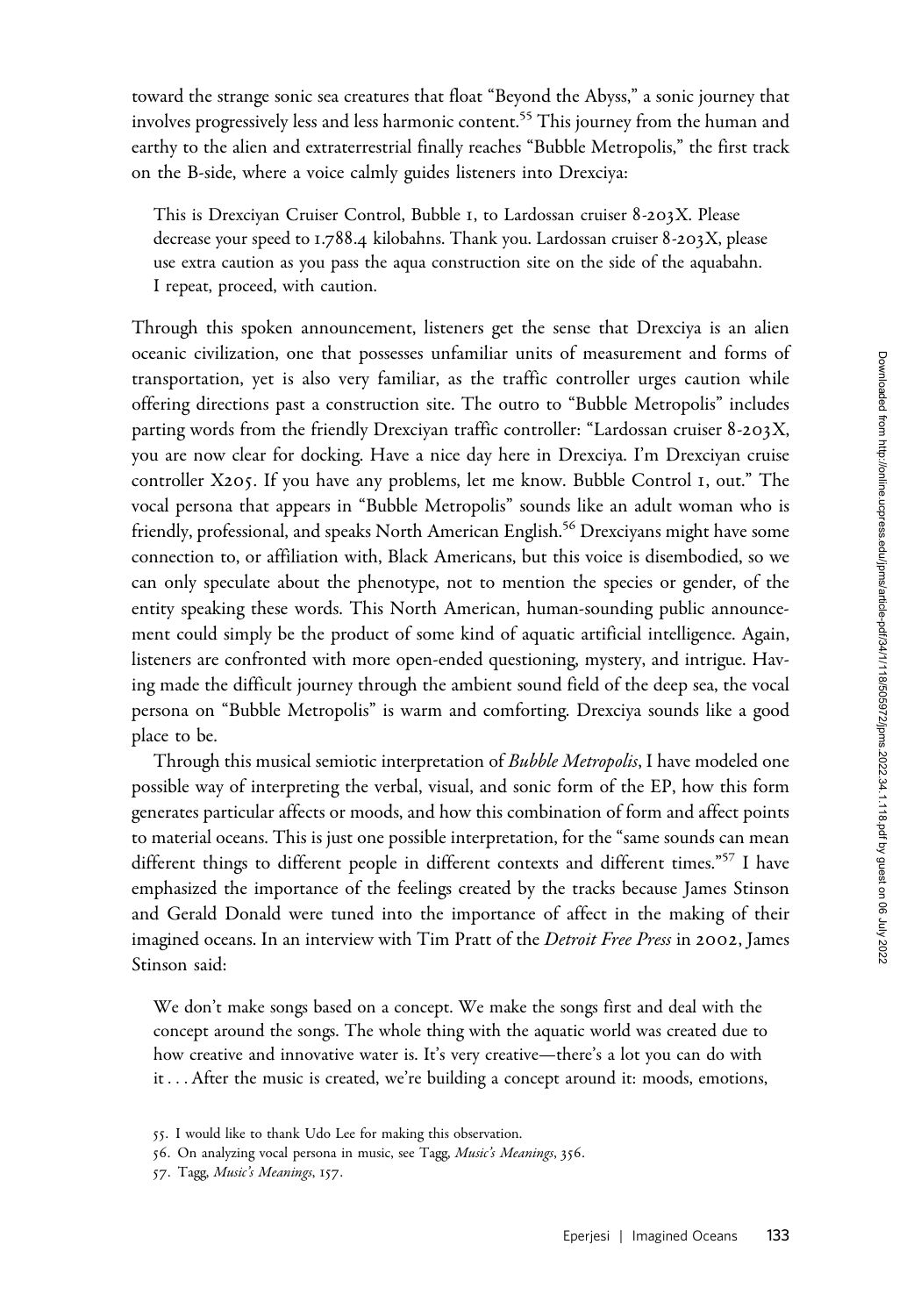toward the strange sonic sea creatures that float "Beyond the Abyss," a sonic journey that involves progressively less and less harmonic content.[55] This journey from the human and earthy to the alien and extraterrestrial finally reaches "Bubble Metropolis," the first track on the B-side, where a voice calmly guides listeners into Drexciya:

> This is Drexciyan Cruiser Control, Bubble 1, to Lardossan cruiser 8-203X. Please decrease your speed to 1.788.4 kilobahns. Thank you. Lardossan cruiser 8-203X, please use extra caution as you pass the aqua construction site on the side of the aquabahn. I repeat, proceed, with caution.

Through this spoken announcement, listeners get the sense that Drexciya is an alien oceanic civilization, one that possesses unfamiliar units of measurement and forms of transportation, yet is also very familiar, as the traffic controller urges caution while offering directions past a construction site. The outro to "Bubble Metropolis" includes parting words from the friendly Drexciyan traffic controller: "Lardossan cruiser 8-203X, you are now clear for docking. Have a nice day here in Drexciya. I'm Drexciyan cruise controller X205. If you have any problems, let me know. Bubble Control 1, out." The vocal persona that appears in "Bubble Metropolis" sounds like an adult woman who is friendly, professional, and speaks North American English.[56] Drexciyans might have some connection to, or affiliation with, Black Americans, but this voice is disembodied, so we can only speculate about the phenotype, not to mention the species or gender, of the entity speaking these words. This North American, human-sounding public announcement could simply be the product of some kind of aquatic artificial intelligence. Again, listeners are confronted with more open-ended questioning, mystery, and intrigue. Having made the difficult journey through the ambient sound field of the deep sea, the vocal persona on "Bubble Metropolis" is warm and comforting. Drexciya sounds like a good place to be.

Through this musical semiotic interpretation of *Bubble Metropolis*, I have modeled one possible way of interpreting the verbal, visual, and sonic form of the EP, how this form generates particular affects or moods, and how this combination of form and affect points to material oceans. This is just one possible interpretation, for the "same sounds can mean different things to different people in different contexts and different times."[57] I have emphasized the importance of the feelings created by the tracks because James Stinson and Gerald Donald were tuned into the importance of affect in the making of their imagined oceans. In an interview with Tim Pratt of the *Detroit Free Press* in 2002, James Stinson said:

> We don't make songs based on a concept. We make the songs first and deal with the concept around the songs. The whole thing with the aquatic world was created due to how creative and innovative water is. It's very creative—there's a lot you can do with it . . . After the music is created, we're building a concept around it: moods, emotions,

55. I would like to thank Udo Lee for making this observation.

56. On analyzing vocal persona in music, see Tagg, *Music's Meanings*, 356.

57. Tagg, *Music's Meanings*, 157.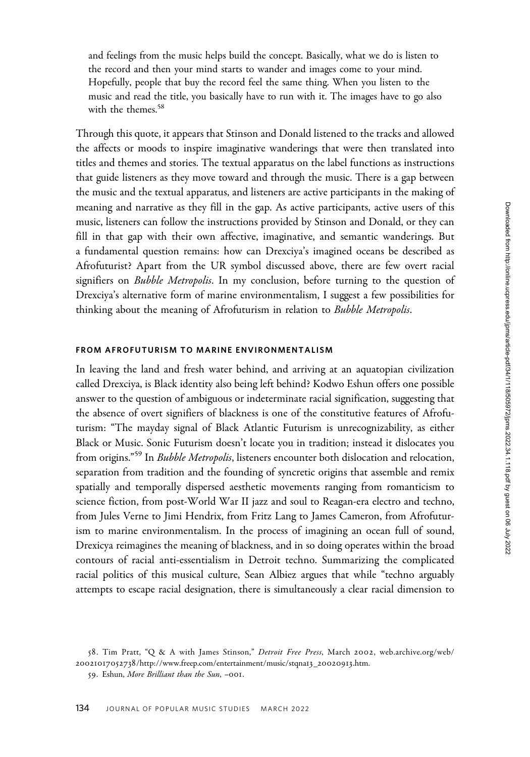and feelings from the music helps build the concept. Basically, what we do is listen to the record and then your mind starts to wander and images come to your mind. Hopefully, people that buy the record feel the same thing. When you listen to the music and read the title, you basically have to run with it. The images have to go also with the themes.[58]

Through this quote, it appears that Stinson and Donald listened to the tracks and allowed the affects or moods to inspire imaginative wanderings that were then translated into titles and themes and stories. The textual apparatus on the label functions as instructions that guide listeners as they move toward and through the music. There is a gap between the music and the textual apparatus, and listeners are active participants in the making of meaning and narrative as they fill in the gap. As active participants, active users of this music, listeners can follow the instructions provided by Stinson and Donald, or they can fill in that gap with their own affective, imaginative, and semantic wanderings. But a fundamental question remains: how can Drexciya's imagined oceans be described as Afrofuturist? Apart from the UR symbol discussed above, there are few overt racial signifiers on *Bubble Metropolis*. In my conclusion, before turning to the question of Drexciya's alternative form of marine environmentalism, I suggest a few possibilities for thinking about the meaning of Afrofuturism in relation to *Bubble Metropolis*.

## FROM AFROFUTURISM TO MARINE ENVIRONMENTALISM

In leaving the land and fresh water behind, and arriving at an aquatopian civilization called Drexciya, is Black identity also being left behind? Kodwo Eshun offers one possible answer to the question of ambiguous or indeterminate racial signification, suggesting that the absence of overt signifiers of blackness is one of the constitutive features of Afrofuturism: "The mayday signal of Black Atlantic Futurism is unrecognizability, as either Black or Music. Sonic Futurism doesn't locate you in tradition; instead it dislocates you from origins."[59] In *Bubble Metropolis*, listeners encounter both dislocation and relocation, separation from tradition and the founding of syncretic origins that assemble and remix spatially and temporally dispersed aesthetic movements ranging from romanticism to science fiction, from post-World War II jazz and soul to Reagan-era electro and techno, from Jules Verne to Jimi Hendrix, from Fritz Lang to James Cameron, from Afrofuturism to marine environmentalism. In the process of imagining an ocean full of sound, Drexicya reimagines the meaning of blackness, and in so doing operates within the broad contours of racial anti-essentialism in Detroit techno. Summarizing the complicated racial politics of this musical culture, Sean Albiez argues that while "techno arguably attempts to escape racial designation, there is simultaneously a clear racial dimension to

58. Tim Pratt, "Q & A with James Stinson," *Detroit Free Press*, March 2002, web.archive.org/web/20021017052738/http://www.freep.com/entertainment/music/stqna13_20020913.htm.

59. Eshun, *More Brilliant than the Sun*, –001.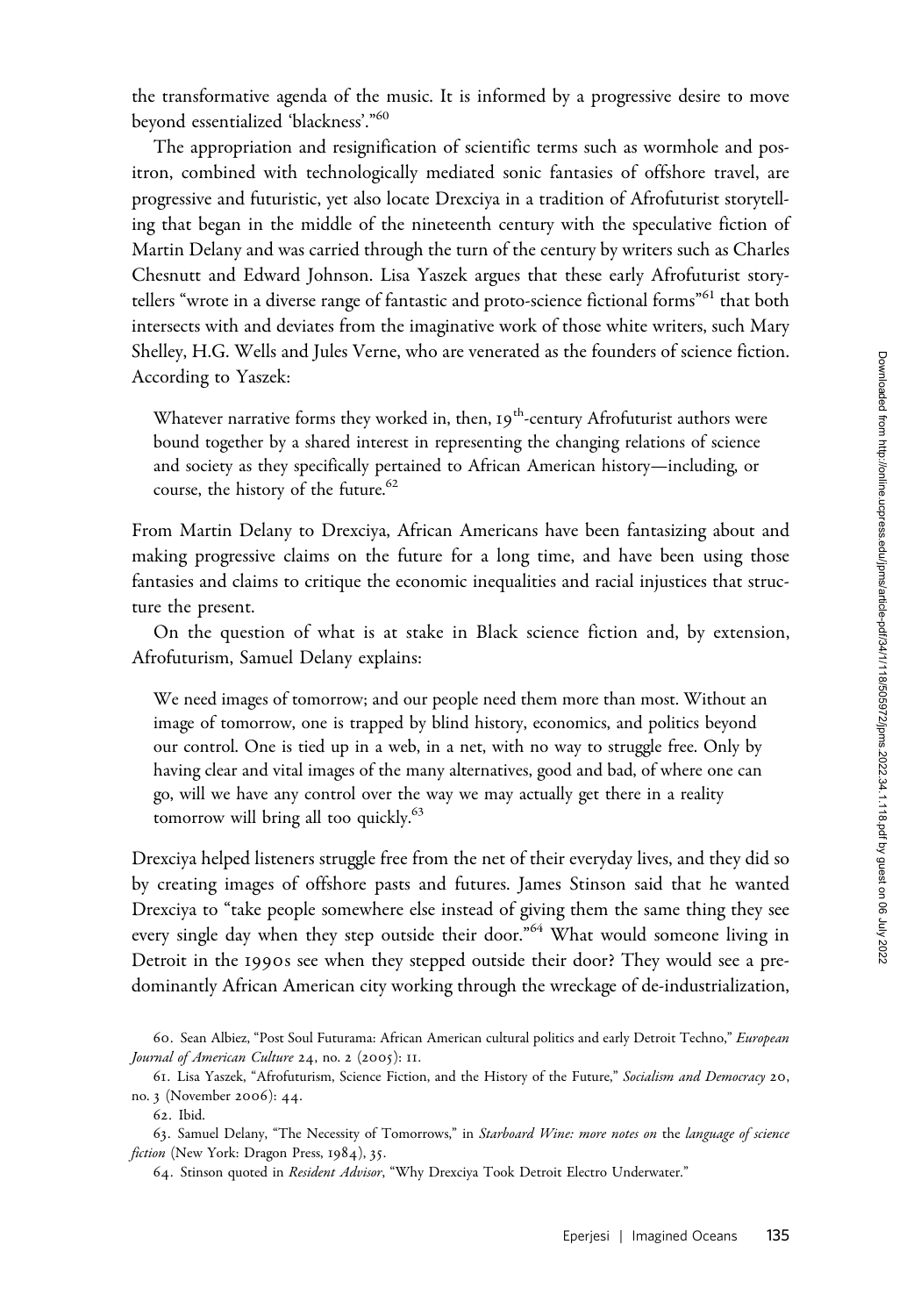the transformative agenda of the music. It is informed by a progressive desire to move beyond essentialized 'blackness'."[60]

The appropriation and resignification of scientific terms such as wormhole and positron, combined with technologically mediated sonic fantasies of offshore travel, are progressive and futuristic, yet also locate Drexciya in a tradition of Afrofuturist storytelling that began in the middle of the nineteenth century with the speculative fiction of Martin Delany and was carried through the turn of the century by writers such as Charles Chesnutt and Edward Johnson. Lisa Yaszek argues that these early Afrofuturist storytellers "wrote in a diverse range of fantastic and proto-science fictional forms"[61] that both intersects with and deviates from the imaginative work of those white writers, such Mary Shelley, H.G. Wells and Jules Verne, who are venerated as the founders of science fiction. According to Yaszek:

> Whatever narrative forms they worked in, then, 19th-century Afrofuturist authors were bound together by a shared interest in representing the changing relations of science and society as they specifically pertained to African American history—including, or course, the history of the future.[62]

From Martin Delany to Drexciya, African Americans have been fantasizing about and making progressive claims on the future for a long time, and have been using those fantasies and claims to critique the economic inequalities and racial injustices that structure the present.

On the question of what is at stake in Black science fiction and, by extension, Afrofuturism, Samuel Delany explains:

> We need images of tomorrow; and our people need them more than most. Without an image of tomorrow, one is trapped by blind history, economics, and politics beyond our control. One is tied up in a web, in a net, with no way to struggle free. Only by having clear and vital images of the many alternatives, good and bad, of where one can go, will we have any control over the way we may actually get there in a reality tomorrow will bring all too quickly.[63]

Drexciya helped listeners struggle free from the net of their everyday lives, and they did so by creating images of offshore pasts and futures. James Stinson said that he wanted Drexciya to "take people somewhere else instead of giving them the same thing they see every single day when they step outside their door."[64] What would someone living in Detroit in the 1990s see when they stepped outside their door? They would see a predominantly African American city working through the wreckage of de-industrialization,

60. Sean Albiez, "Post Soul Futurama: African American cultural politics and early Detroit Techno," *European Journal of American Culture* 24, no. 2 (2005): 11.

61. Lisa Yaszek, "Afrofuturism, Science Fiction, and the History of the Future," *Socialism and Democracy* 20, no. 3 (November 2006): 44.

62. Ibid.

63. Samuel Delany, "The Necessity of Tomorrows," in *Starboard Wine: more notes on* the *language of science fiction* (New York: Dragon Press, 1984), 35.

64. Stinson quoted in *Resident Advisor*, "Why Drexciya Took Detroit Electro Underwater."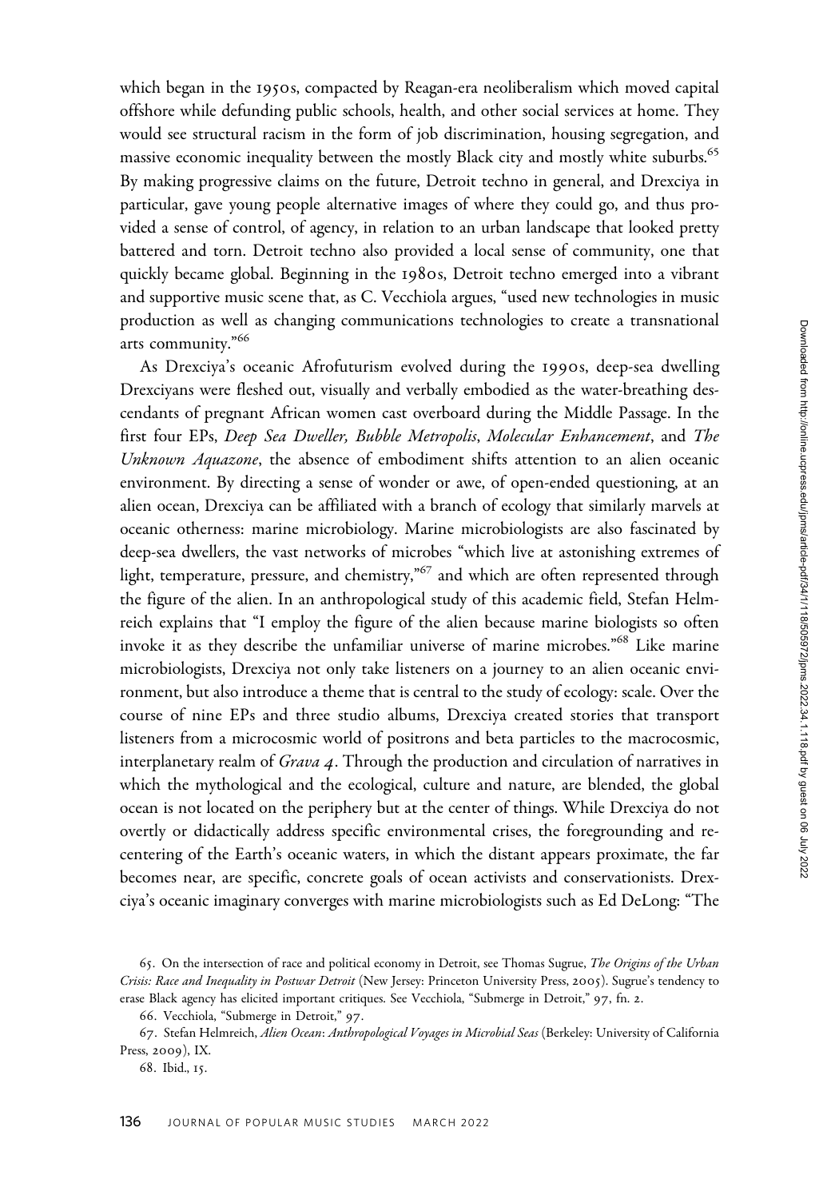which began in the 1950s, compacted by Reagan-era neoliberalism which moved capital offshore while defunding public schools, health, and other social services at home. They would see structural racism in the form of job discrimination, housing segregation, and massive economic inequality between the mostly Black city and mostly white suburbs.[65] By making progressive claims on the future, Detroit techno in general, and Drexciya in particular, gave young people alternative images of where they could go, and thus provided a sense of control, of agency, in relation to an urban landscape that looked pretty battered and torn. Detroit techno also provided a local sense of community, one that quickly became global. Beginning in the 1980s, Detroit techno emerged into a vibrant and supportive music scene that, as C. Vecchiola argues, "used new technologies in music production as well as changing communications technologies to create a transnational arts community."[66]

As Drexciya's oceanic Afrofuturism evolved during the 1990s, deep-sea dwelling Drexciyans were fleshed out, visually and verbally embodied as the water-breathing descendants of pregnant African women cast overboard during the Middle Passage. In the first four EPs, *Deep Sea Dweller, Bubble Metropolis*, *Molecular Enhancement*, and *The Unknown Aquazone*, the absence of embodiment shifts attention to an alien oceanic environment. By directing a sense of wonder or awe, of open-ended questioning, at an alien ocean, Drexciya can be affiliated with a branch of ecology that similarly marvels at oceanic otherness: marine microbiology. Marine microbiologists are also fascinated by deep-sea dwellers, the vast networks of microbes "which live at astonishing extremes of light, temperature, pressure, and chemistry,"[67] and which are often represented through the figure of the alien. In an anthropological study of this academic field, Stefan Helmreich explains that "I employ the figure of the alien because marine biologists so often invoke it as they describe the unfamiliar universe of marine microbes."[68] Like marine microbiologists, Drexciya not only take listeners on a journey to an alien oceanic environment, but also introduce a theme that is central to the study of ecology: scale. Over the course of nine EPs and three studio albums, Drexciya created stories that transport listeners from a microcosmic world of positrons and beta particles to the macrocosmic, interplanetary realm of *Grava 4*. Through the production and circulation of narratives in which the mythological and the ecological, culture and nature, are blended, the global ocean is not located on the periphery but at the center of things. While Drexciya do not overtly or didactically address specific environmental crises, the foregrounding and re-centering of the Earth's oceanic waters, in which the distant appears proximate, the far becomes near, are specific, concrete goals of ocean activists and conservationists. Drexciya's oceanic imaginary converges with marine microbiologists such as Ed DeLong: "The

65. On the intersection of race and political economy in Detroit, see Thomas Sugrue, *The Origins of the Urban Crisis: Race and Inequality in Postwar Detroit* (New Jersey: Princeton University Press, 2005). Sugrue's tendency to erase Black agency has elicited important critiques. See Vecchiola, "Submerge in Detroit," 97, fn. 2.

66. Vecchiola, "Submerge in Detroit," 97.

67. Stefan Helmreich, *Alien Ocean*: *Anthropological Voyages in Microbial Seas* (Berkeley: University of California Press, 2009), IX.

68. Ibid., 15.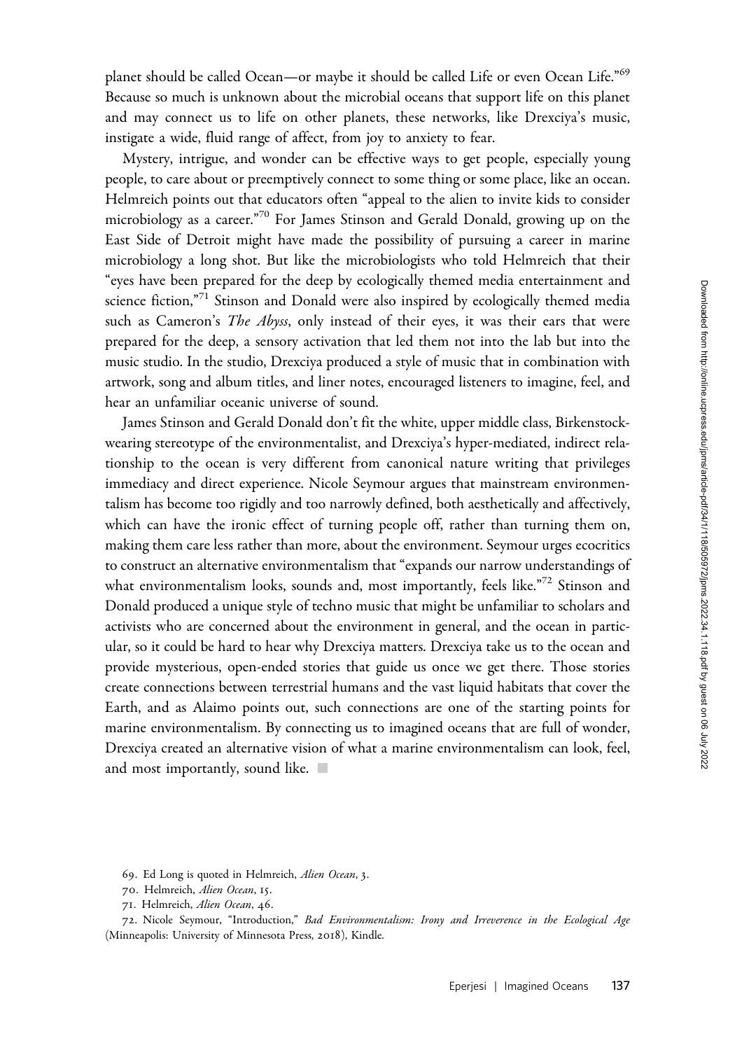planet should be called Ocean—or maybe it should be called Life or even Ocean Life."[69] Because so much is unknown about the microbial oceans that support life on this planet and may connect us to life on other planets, these networks, like Drexciya's music, instigate a wide, fluid range of affect, from joy to anxiety to fear.

Mystery, intrigue, and wonder can be effective ways to get people, especially young people, to care about or preemptively connect to some thing or some place, like an ocean. Helmreich points out that educators often "appeal to the alien to invite kids to consider microbiology as a career."[70] For James Stinson and Gerald Donald, growing up on the East Side of Detroit might have made the possibility of pursuing a career in marine microbiology a long shot. But like the microbiologists who told Helmreich that their "eyes have been prepared for the deep by ecologically themed media entertainment and science fiction,"[71] Stinson and Donald were also inspired by ecologically themed media such as Cameron's *The Abyss*, only instead of their eyes, it was their ears that were prepared for the deep, a sensory activation that led them not into the lab but into the music studio. In the studio, Drexciya produced a style of music that in combination with artwork, song and album titles, and liner notes, encouraged listeners to imagine, feel, and hear an unfamiliar oceanic universe of sound.

James Stinson and Gerald Donald don't fit the white, upper middle class, Birkenstock-wearing stereotype of the environmentalist, and Drexciya's hyper-mediated, indirect relationship to the ocean is very different from canonical nature writing that privileges immediacy and direct experience. Nicole Seymour argues that mainstream environmentalism has become too rigidly and too narrowly defined, both aesthetically and affectively, which can have the ironic effect of turning people off, rather than turning them on, making them care less rather than more, about the environment. Seymour urges ecocritics to construct an alternative environmentalism that "expands our narrow understandings of what environmentalism looks, sounds and, most importantly, feels like."[72] Stinson and Donald produced a unique style of techno music that might be unfamiliar to scholars and activists who are concerned about the environment in general, and the ocean in particular, so it could be hard to hear why Drexciya matters. Drexciya take us to the ocean and provide mysterious, open-ended stories that guide us once we get there. Those stories create connections between terrestrial humans and the vast liquid habitats that cover the Earth, and as Alaimo points out, such connections are one of the starting points for marine environmentalism. By connecting us to imagined oceans that are full of wonder, Drexciya created an alternative vision of what a marine environmentalism can look, feel, and most importantly, sound like. ■

69. Ed Long is quoted in Helmreich, *Alien Ocean*, 3.

70. Helmreich, *Alien Ocean*, 15.

71. Helmreich, *Alien Ocean*, 46.

72. Nicole Seymour, "Introduction," *Bad Environmentalism: Irony and Irreverence in the Ecological Age* (Minneapolis: University of Minnesota Press, 2018), Kindle.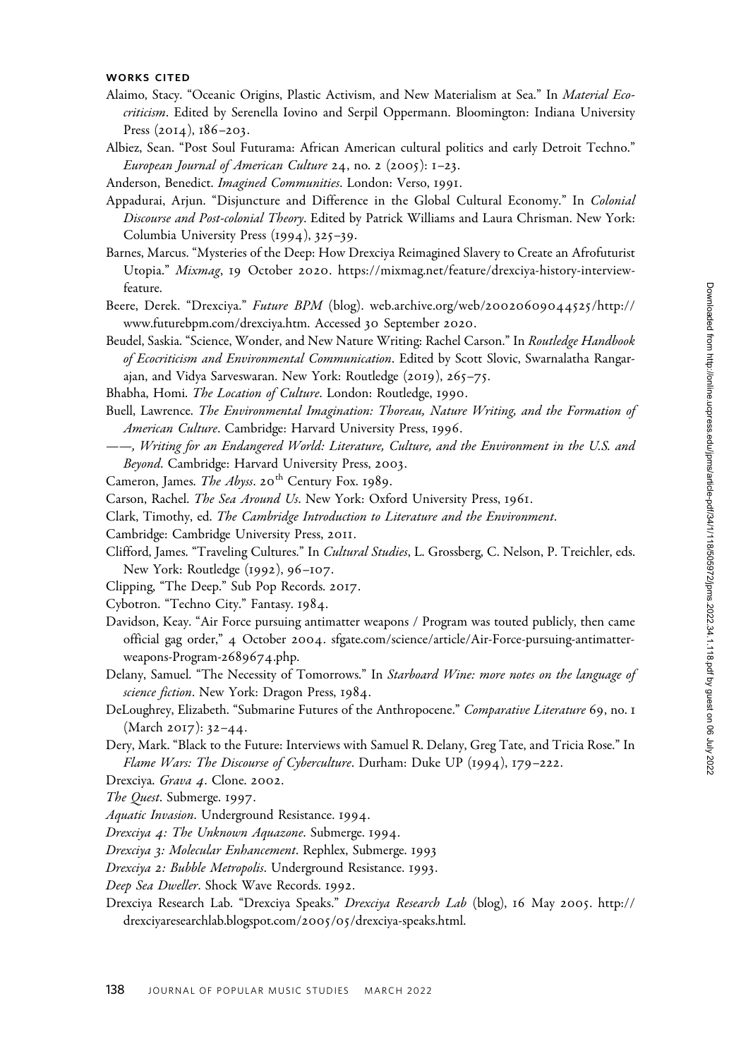#### WORKS CITED

Alaimo, Stacy. "Oceanic Origins, Plastic Activism, and New Materialism at Sea." In *Material Ecocriticism*. Edited by Serenella Iovino and Serpil Oppermann. Bloomington: Indiana University Press (2014), 186–203.

Albiez, Sean. "Post Soul Futurama: African American cultural politics and early Detroit Techno." *European Journal of American Culture* 24, no. 2 (2005): 1–23.

Anderson, Benedict. *Imagined Communities*. London: Verso, 1991.

Appadurai, Arjun. "Disjuncture and Difference in the Global Cultural Economy." In *Colonial Discourse and Post-colonial Theory*. Edited by Patrick Williams and Laura Chrisman. New York: Columbia University Press (1994), 325–39.

Barnes, Marcus. "Mysteries of the Deep: How Drexciya Reimagined Slavery to Create an Afrofuturist Utopia." *Mixmag*, 19 October 2020. https://mixmag.net/feature/drexciya-history-interview-feature.

Beere, Derek. "Drexciya." *Future BPM* (blog). web.archive.org/web/20020609044525/http://www.futurebpm.com/drexciya.htm. Accessed 30 September 2020.

Beudel, Saskia. "Science, Wonder, and New Nature Writing: Rachel Carson." In *Routledge Handbook of Ecocriticism and Environmental Communication*. Edited by Scott Slovic, Swarnalatha Rangarajan, and Vidya Sarveswaran. New York: Routledge (2019), 265–75.

Bhabha, Homi. *The Location of Culture*. London: Routledge, 1990.

Buell, Lawrence. *The Environmental Imagination: Thoreau, Nature Writing, and the Formation of American Culture*. Cambridge: Harvard University Press, 1996.

——, *Writing for an Endangered World: Literature, Culture, and the Environment in the U.S. and Beyond*. Cambridge: Harvard University Press, 2003.

Cameron, James. *The Abyss*. 20th Century Fox. 1989.

Carson, Rachel. *The Sea Around Us*. New York: Oxford University Press, 1961.

Clark, Timothy, ed. *The Cambridge Introduction to Literature and the Environment*.

Cambridge: Cambridge University Press, 2011.

Clifford, James. "Traveling Cultures." In *Cultural Studies*, L. Grossberg, C. Nelson, P. Treichler, eds. New York: Routledge (1992), 96–107.

Clipping, "The Deep." Sub Pop Records. 2017.

Cybotron. "Techno City." Fantasy. 1984.

Davidson, Keay. "Air Force pursuing antimatter weapons / Program was touted publicly, then came official gag order," 4 October 2004. sfgate.com/science/article/Air-Force-pursuing-antimatter-weapons-Program-2689674.php.

Delany, Samuel. "The Necessity of Tomorrows." In *Starboard Wine: more notes on the language of science fiction*. New York: Dragon Press, 1984.

DeLoughrey, Elizabeth. "Submarine Futures of the Anthropocene." *Comparative Literature* 69, no. 1 (March 2017): 32–44.

Dery, Mark. "Black to the Future: Interviews with Samuel R. Delany, Greg Tate, and Tricia Rose." In *Flame Wars: The Discourse of Cyberculture*. Durham: Duke UP (1994), 179–222.

Drexciya. *Grava 4*. Clone. 2002.

*The Quest*. Submerge. 1997.

*Aquatic Invasion*. Underground Resistance. 1994.

*Drexciya 4: The Unknown Aquazone*. Submerge. 1994.

*Drexciya 3: Molecular Enhancement*. Rephlex, Submerge. 1993

*Drexciya 2: Bubble Metropolis*. Underground Resistance. 1993.

*Deep Sea Dweller*. Shock Wave Records. 1992.

Drexciya Research Lab. "Drexciya Speaks." *Drexciya Research Lab* (blog), 16 May 2005. http://drexciyaresearchlab.blogspot.com/2005/05/drexciya-speaks.html.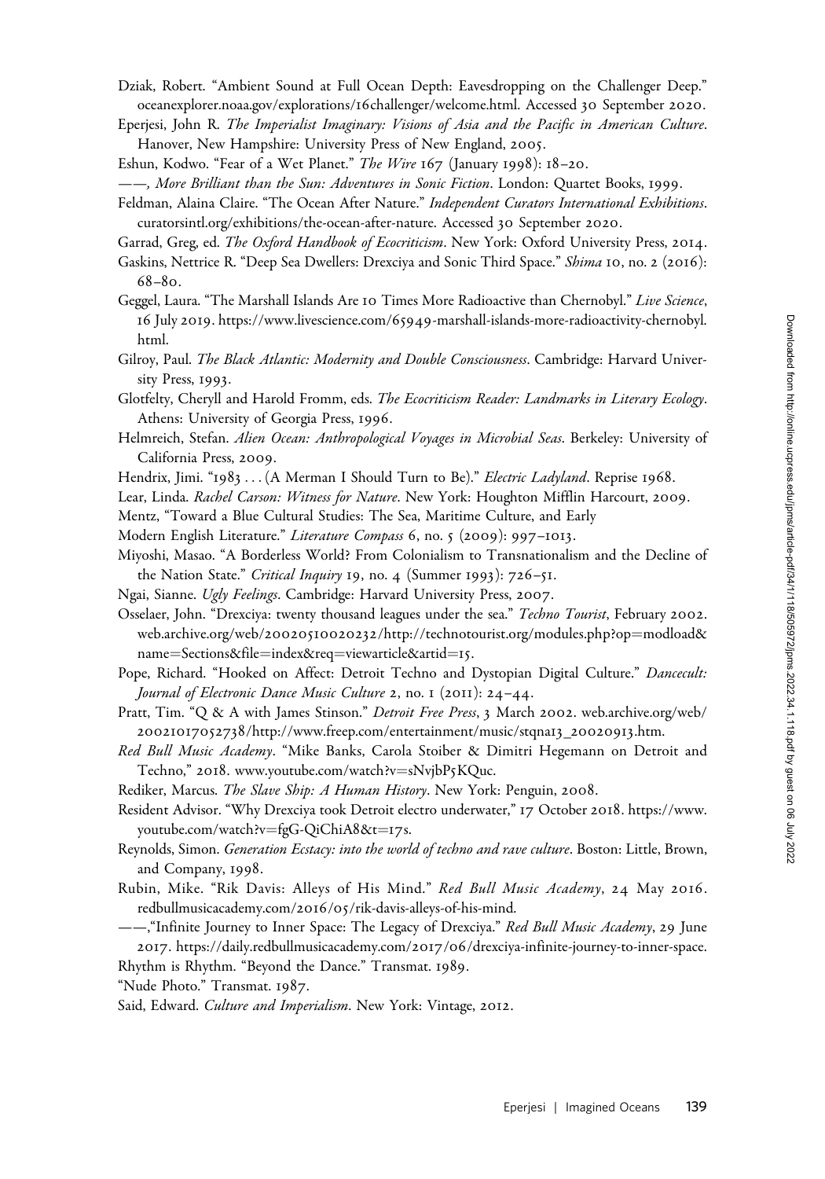Dziak, Robert. "Ambient Sound at Full Ocean Depth: Eavesdropping on the Challenger Deep." oceanexplorer.noaa.gov/explorations/16challenger/welcome.html. Accessed 30 September 2020.

Eperjesi, John R. *The Imperialist Imaginary: Visions of Asia and the Pacific in American Culture*. Hanover, New Hampshire: University Press of New England, 2005.

Eshun, Kodwo. "Fear of a Wet Planet." *The Wire* 167 (January 1998): 18–20.

——, *More Brilliant than the Sun: Adventures in Sonic Fiction*. London: Quartet Books, 1999.

Feldman, Alaina Claire. "The Ocean After Nature." *Independent Curators International Exhibitions*. curatorsintl.org/exhibitions/the-ocean-after-nature. Accessed 30 September 2020.

Garrad, Greg, ed. *The Oxford Handbook of Ecocriticism*. New York: Oxford University Press, 2014.

Gaskins, Nettrice R. "Deep Sea Dwellers: Drexciya and Sonic Third Space." *Shima* 10, no. 2 (2016): 68–80.

Geggel, Laura. "The Marshall Islands Are 10 Times More Radioactive than Chernobyl." *Live Science*, 16 July 2019. https://www.livescience.com/65949-marshall-islands-more-radioactivity-chernobyl.html.

Gilroy, Paul. *The Black Atlantic: Modernity and Double Consciousness*. Cambridge: Harvard University Press, 1993.

Glotfelty, Cheryll and Harold Fromm, eds. *The Ecocriticism Reader: Landmarks in Literary Ecology*. Athens: University of Georgia Press, 1996.

Helmreich, Stefan. *Alien Ocean: Anthropological Voyages in Microbial Seas*. Berkeley: University of California Press, 2009.

Hendrix, Jimi. "1983 . . . (A Merman I Should Turn to Be)." *Electric Ladyland*. Reprise 1968.

Lear, Linda. *Rachel Carson: Witness for Nature*. New York: Houghton Mifflin Harcourt, 2009.

Mentz, "Toward a Blue Cultural Studies: The Sea, Maritime Culture, and Early

Modern English Literature." *Literature Compass* 6, no. 5 (2009): 997–1013.

Miyoshi, Masao. "A Borderless World? From Colonialism to Transnationalism and the Decline of the Nation State." *Critical Inquiry* 19, no. 4 (Summer 1993): 726–51.

Ngai, Sianne. *Ugly Feelings*. Cambridge: Harvard University Press, 2007.

Osselaer, John. "Drexciya: twenty thousand leagues under the sea." *Techno Tourist*, February 2002. web.archive.org/web/20020510020232/http://technotourist.org/modules.php?op=modload&name=Sections&file=index&req=viewarticle&artid=15.

Pope, Richard. "Hooked on Affect: Detroit Techno and Dystopian Digital Culture." *Dancecult: Journal of Electronic Dance Music Culture* 2, no. 1 (2011): 24–44.

Pratt, Tim. "Q & A with James Stinson." *Detroit Free Press*, 3 March 2002. web.archive.org/web/20021017052738/http://www.freep.com/entertainment/music/stqna13_20020913.htm.

*Red Bull Music Academy*. "Mike Banks, Carola Stoiber & Dimitri Hegemann on Detroit and Techno," 2018. www.youtube.com/watch?v=sNvjbP5KQuc.

Rediker, Marcus. *The Slave Ship: A Human History*. New York: Penguin, 2008.

Resident Advisor. "Why Drexciya took Detroit electro underwater," 17 October 2018. https://www.youtube.com/watch?v=fgG-QiChiA8&t=17s.

Reynolds, Simon. *Generation Ecstacy: into the world of techno and rave culture*. Boston: Little, Brown, and Company, 1998.

Rubin, Mike. "Rik Davis: Alleys of His Mind." *Red Bull Music Academy*, 24 May 2016. redbullmusicacademy.com/2016/05/rik-davis-alleys-of-his-mind.

——,"Infinite Journey to Inner Space: The Legacy of Drexciya." *Red Bull Music Academy*, 29 June 2017. https://daily.redbullmusicacademy.com/2017/06/drexciya-infinite-journey-to-inner-space.

Rhythm is Rhythm. "Beyond the Dance." Transmat. 1989.

"Nude Photo." Transmat. 1987.

Said, Edward. *Culture and Imperialism*. New York: Vintage, 2012.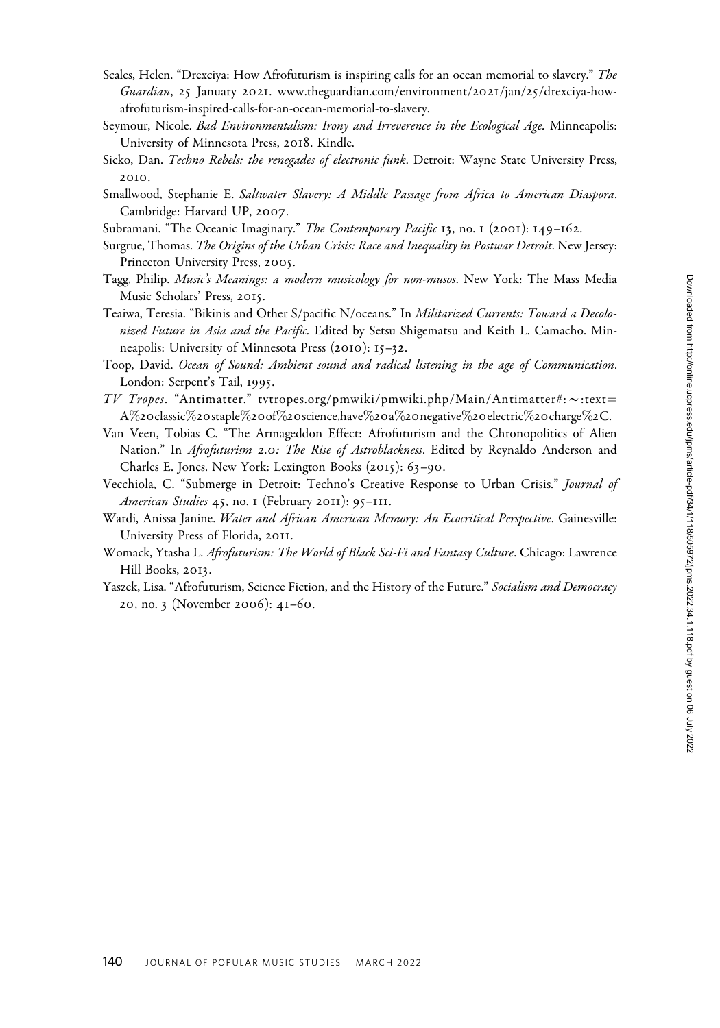Scales, Helen. "Drexciya: How Afrofuturism is inspiring calls for an ocean memorial to slavery." *The Guardian*, 25 January 2021. www.theguardian.com/environment/2021/jan/25/drexciya-how-afrofuturism-inspired-calls-for-an-ocean-memorial-to-slavery.

Seymour, Nicole. *Bad Environmentalism: Irony and Irreverence in the Ecological Age*. Minneapolis: University of Minnesota Press, 2018. Kindle.

Sicko, Dan. *Techno Rebels: the renegades of electronic funk*. Detroit: Wayne State University Press, 2010.

Smallwood, Stephanie E. *Saltwater Slavery: A Middle Passage from Africa to American Diaspora*. Cambridge: Harvard UP, 2007.

Subramani. "The Oceanic Imaginary." *The Contemporary Pacific* 13, no. 1 (2001): 149–162.

Surgrue, Thomas. *The Origins of the Urban Crisis: Race and Inequality in Postwar Detroit*. New Jersey: Princeton University Press, 2005.

Tagg, Philip. *Music's Meanings: a modern musicology for non-musos*. New York: The Mass Media Music Scholars' Press, 2015.

Teaiwa, Teresia. "Bikinis and Other S/pacific N/oceans." In *Militarized Currents: Toward a Decolonized Future in Asia and the Pacific*. Edited by Setsu Shigematsu and Keith L. Camacho. Minneapolis: University of Minnesota Press (2010): 15–32.

Toop, David. *Ocean of Sound: Ambient sound and radical listening in the age of Communication*. London: Serpent's Tail, 1995.

*TV Tropes*. "Antimatter." tvtropes.org/pmwiki/pmwiki.php/Main/Antimatter#:~:text=A%20classic%20staple%20of%20science,have%20a%20negative%20electric%20charge%2C.

Van Veen, Tobias C. "The Armageddon Effect: Afrofuturism and the Chronopolitics of Alien Nation." In *Afrofuturism 2.0: The Rise of Astroblackness*. Edited by Reynaldo Anderson and Charles E. Jones. New York: Lexington Books (2015): 63–90.

Vecchiola, C. "Submerge in Detroit: Techno's Creative Response to Urban Crisis." *Journal of American Studies* 45, no. 1 (February 2011): 95–111.

Wardi, Anissa Janine. *Water and African American Memory: An Ecocritical Perspective*. Gainesville: University Press of Florida, 2011.

Womack, Ytasha L. *Afrofuturism: The World of Black Sci-Fi and Fantasy Culture*. Chicago: Lawrence Hill Books, 2013.

Yaszek, Lisa. "Afrofuturism, Science Fiction, and the History of the Future." *Socialism and Democracy* 20, no. 3 (November 2006): 41–60.